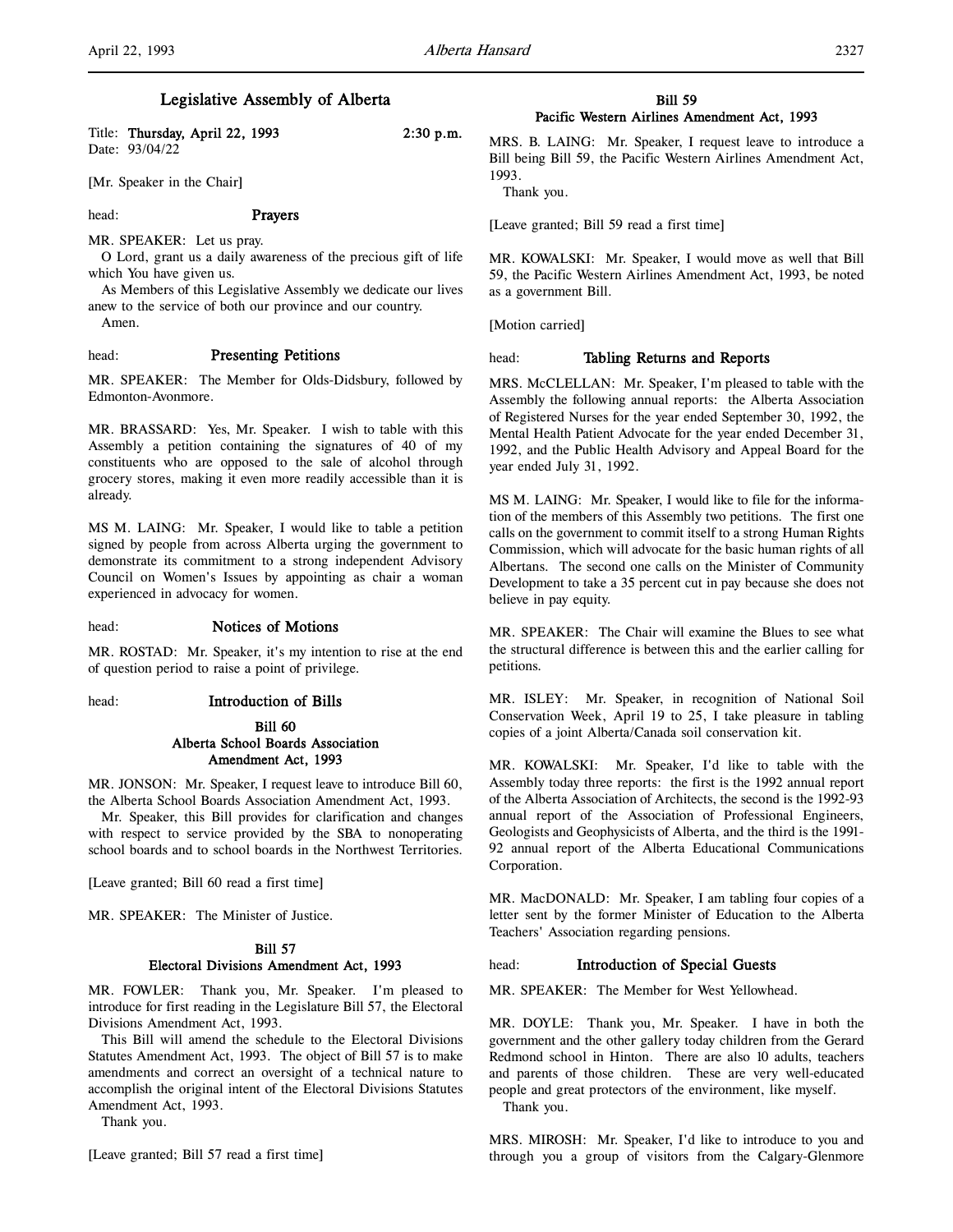# Legislative Assembly of Alberta

Title: **Thursday, April 22, 1993** **2:30 p.m.**
Date: 93/04/22

[Mr. Speaker in the Chair]

head: **Prayers**

MR. SPEAKER: Let us pray.

O Lord, grant us a daily awareness of the precious gift of life which You have given us.

As Members of this Legislative Assembly we dedicate our lives anew to the service of both our province and our country.

Amen.

head: **Presenting Petitions**

MR. SPEAKER: The Member for Olds-Didsbury, followed by Edmonton-Avonmore.

MR. BRASSARD: Yes, Mr. Speaker. I wish to table with this Assembly a petition containing the signatures of 40 of my constituents who are opposed to the sale of alcohol through grocery stores, making it even more readily accessible than it is already.

MS M. LAING: Mr. Speaker, I would like to table a petition signed by people from across Alberta urging the government to demonstrate its commitment to a strong independent Advisory Council on Women's Issues by appointing as chair a woman experienced in advocacy for women.

head: **Notices of Motions**

MR. ROSTAD: Mr. Speaker, it's my intention to rise at the end of question period to raise a point of privilege.

head: **Introduction of Bills**

### Bill 60
### Alberta School Boards Association Amendment Act, 1993

MR. JONSON: Mr. Speaker, I request leave to introduce Bill 60, the Alberta School Boards Association Amendment Act, 1993.

Mr. Speaker, this Bill provides for clarification and changes with respect to service provided by the SBA to nonoperating school boards and to school boards in the Northwest Territories.

[Leave granted; Bill 60 read a first time]

MR. SPEAKER: The Minister of Justice.

### Bill 57
### Electoral Divisions Amendment Act, 1993

MR. FOWLER: Thank you, Mr. Speaker. I'm pleased to introduce for first reading in the Legislature Bill 57, the Electoral Divisions Amendment Act, 1993.

This Bill will amend the schedule to the Electoral Divisions Statutes Amendment Act, 1993. The object of Bill 57 is to make amendments and correct an oversight of a technical nature to accomplish the original intent of the Electoral Divisions Statutes Amendment Act, 1993.

Thank you.

[Leave granted; Bill 57 read a first time]

### Bill 59
### Pacific Western Airlines Amendment Act, 1993

MRS. B. LAING: Mr. Speaker, I request leave to introduce a Bill being Bill 59, the Pacific Western Airlines Amendment Act, 1993.

Thank you.

[Leave granted; Bill 59 read a first time]

MR. KOWALSKI: Mr. Speaker, I would move as well that Bill 59, the Pacific Western Airlines Amendment Act, 1993, be noted as a government Bill.

[Motion carried]

head: **Tabling Returns and Reports**

MRS. McCLELLAN: Mr. Speaker, I'm pleased to table with the Assembly the following annual reports: the Alberta Association of Registered Nurses for the year ended September 30, 1992, the Mental Health Patient Advocate for the year ended December 31, 1992, and the Public Health Advisory and Appeal Board for the year ended July 31, 1992.

MS M. LAING: Mr. Speaker, I would like to file for the information of the members of this Assembly two petitions. The first one calls on the government to commit itself to a strong Human Rights Commission, which will advocate for the basic human rights of all Albertans. The second one calls on the Minister of Community Development to take a 35 percent cut in pay because she does not believe in pay equity.

MR. SPEAKER: The Chair will examine the Blues to see what the structural difference is between this and the earlier calling for petitions.

MR. ISLEY: Mr. Speaker, in recognition of National Soil Conservation Week, April 19 to 25, I take pleasure in tabling copies of a joint Alberta/Canada soil conservation kit.

MR. KOWALSKI: Mr. Speaker, I'd like to table with the Assembly today three reports: the first is the 1992 annual report of the Alberta Association of Architects, the second is the 1992-93 annual report of the Association of Professional Engineers, Geologists and Geophysicists of Alberta, and the third is the 1991-92 annual report of the Alberta Educational Communications Corporation.

MR. MacDONALD: Mr. Speaker, I am tabling four copies of a letter sent by the former Minister of Education to the Alberta Teachers' Association regarding pensions.

head: **Introduction of Special Guests**

MR. SPEAKER: The Member for West Yellowhead.

MR. DOYLE: Thank you, Mr. Speaker. I have in both the government and the other gallery today children from the Gerard Redmond school in Hinton. There are also 10 adults, teachers and parents of those children. These are very well-educated people and great protectors of the environment, like myself.

Thank you.

MRS. MIROSH: Mr. Speaker, I'd like to introduce to you and through you a group of visitors from the Calgary-Glenmore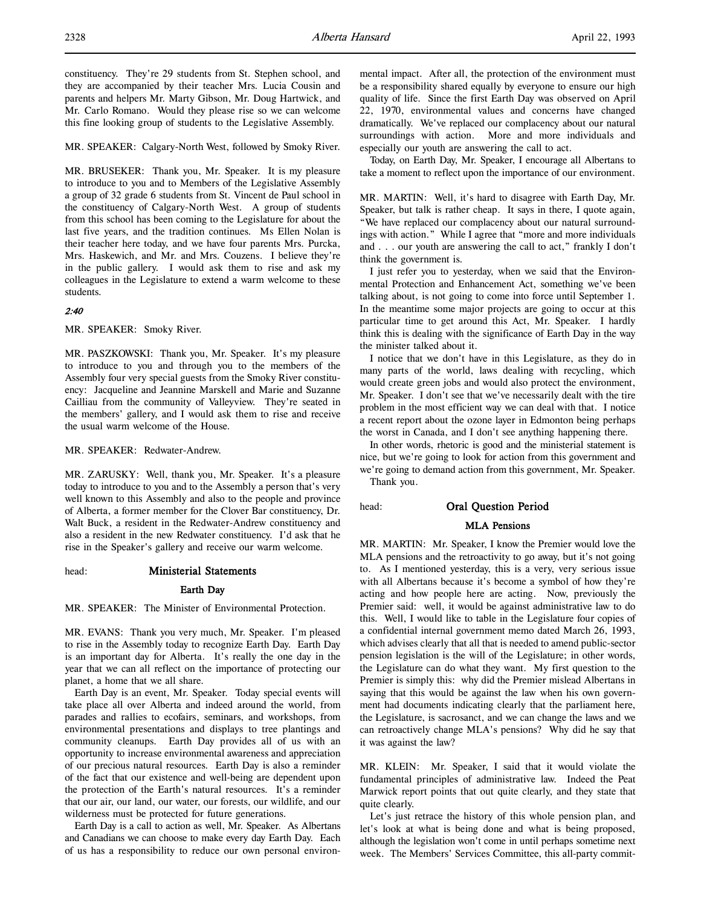constituency. They're 29 students from St. Stephen school, and they are accompanied by their teacher Mrs. Lucia Cousin and parents and helpers Mr. Marty Gibson, Mr. Doug Hartwick, and Mr. Carlo Romano. Would they please rise so we can welcome this fine looking group of students to the Legislative Assembly.

MR. SPEAKER: Calgary-North West, followed by Smoky River.

MR. BRUSEKER: Thank you, Mr. Speaker. It is my pleasure to introduce to you and to Members of the Legislative Assembly a group of 32 grade 6 students from St. Vincent de Paul school in the constituency of Calgary-North West. A group of students from this school has been coming to the Legislature for about the last five years, and the tradition continues. Ms Ellen Nolan is their teacher here today, and we have four parents Mrs. Purcka, Mrs. Haskewich, and Mr. and Mrs. Couzens. I believe they're in the public gallery. I would ask them to rise and ask my colleagues in the Legislature to extend a warm welcome to these students.

*2:40*

MR. SPEAKER: Smoky River.

MR. PASZKOWSKI: Thank you, Mr. Speaker. It's my pleasure to introduce to you and through you to the members of the Assembly four very special guests from the Smoky River constituency: Jacqueline and Jeannine Marskell and Marie and Suzanne Cailliau from the community of Valleyview. They're seated in the members' gallery, and I would ask them to rise and receive the usual warm welcome of the House.

MR. SPEAKER: Redwater-Andrew.

MR. ZARUSKY: Well, thank you, Mr. Speaker. It's a pleasure today to introduce to you and to the Assembly a person that's very well known to this Assembly and also to the people and province of Alberta, a former member for the Clover Bar constituency, Dr. Walt Buck, a resident in the Redwater-Andrew constituency and also a resident in the new Redwater constituency. I'd ask that he rise in the Speaker's gallery and receive our warm welcome.

## Ministerial Statements

### Earth Day

MR. SPEAKER: The Minister of Environmental Protection.

MR. EVANS: Thank you very much, Mr. Speaker. I'm pleased to rise in the Assembly today to recognize Earth Day. Earth Day is an important day for Alberta. It's really the one day in the year that we can all reflect on the importance of protecting our planet, a home that we all share.

Earth Day is an event, Mr. Speaker. Today special events will take place all over Alberta and indeed around the world, from parades and rallies to ecofairs, seminars, and workshops, from environmental presentations and displays to tree plantings and community cleanups. Earth Day provides all of us with an opportunity to increase environmental awareness and appreciation of our precious natural resources. Earth Day is also a reminder of the fact that our existence and well-being are dependent upon the protection of the Earth's natural resources. It's a reminder that our air, our land, our water, our forests, our wildlife, and our wilderness must be protected for future generations.

Earth Day is a call to action as well, Mr. Speaker. As Albertans and Canadians we can choose to make every day Earth Day. Each of us has a responsibility to reduce our own personal environmental impact. After all, the protection of the environment must be a responsibility shared equally by everyone to ensure our high quality of life. Since the first Earth Day was observed on April 22, 1970, environmental values and concerns have changed dramatically. We've replaced our complacency about our natural surroundings with action. More and more individuals and especially our youth are answering the call to act.

Today, on Earth Day, Mr. Speaker, I encourage all Albertans to take a moment to reflect upon the importance of our environment.

MR. MARTIN: Well, it's hard to disagree with Earth Day, Mr. Speaker, but talk is rather cheap. It says in there, I quote again, "We have replaced our complacency about our natural surroundings with action." While I agree that "more and more individuals and . . . our youth are answering the call to act," frankly I don't think the government is.

I just refer you to yesterday, when we said that the Environmental Protection and Enhancement Act, something we've been talking about, is not going to come into force until September 1. In the meantime some major projects are going to occur at this particular time to get around this Act, Mr. Speaker. I hardly think this is dealing with the significance of Earth Day in the way the minister talked about it.

I notice that we don't have in this Legislature, as they do in many parts of the world, laws dealing with recycling, which would create green jobs and would also protect the environment, Mr. Speaker. I don't see that we've necessarily dealt with the tire problem in the most efficient way we can deal with that. I notice a recent report about the ozone layer in Edmonton being perhaps the worst in Canada, and I don't see anything happening there.

In other words, rhetoric is good and the ministerial statement is nice, but we're going to look for action from this government and we're going to demand action from this government, Mr. Speaker.

Thank you.

## Oral Question Period

### MLA Pensions

MR. MARTIN: Mr. Speaker, I know the Premier would love the MLA pensions and the retroactivity to go away, but it's not going to. As I mentioned yesterday, this is a very, very serious issue with all Albertans because it's become a symbol of how they're acting and how people here are acting. Now, previously the Premier said: well, it would be against administrative law to do this. Well, I would like to table in the Legislature four copies of a confidential internal government memo dated March 26, 1993, which advises clearly that all that is needed to amend public-sector pension legislation is the will of the Legislature; in other words, the Legislature can do what they want. My first question to the Premier is simply this: why did the Premier mislead Albertans in saying that this would be against the law when his own government had documents indicating clearly that the parliament here, the Legislature, is sacrosanct, and we can change the laws and we can retroactively change MLA's pensions? Why did he say that it was against the law?

MR. KLEIN: Mr. Speaker, I said that it would violate the fundamental principles of administrative law. Indeed the Peat Marwick report points that out quite clearly, and they state that quite clearly.

Let's just retrace the history of this whole pension plan, and let's look at what is being done and what is being proposed, although the legislation won't come in until perhaps sometime next week. The Members' Services Committee, this all-party commit-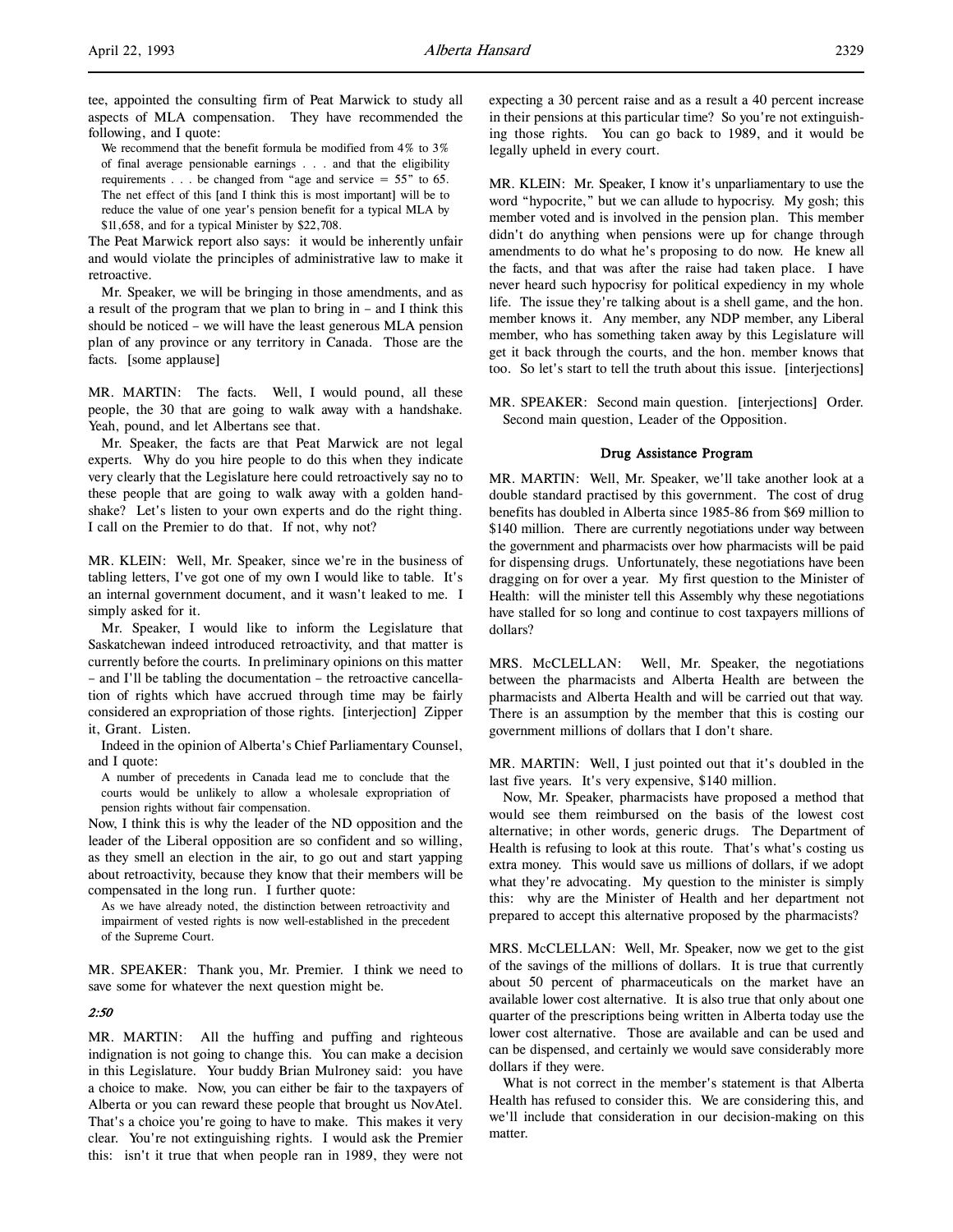tee, appointed the consulting firm of Peat Marwick to study all aspects of MLA compensation. They have recommended the following, and I quote:

> We recommend that the benefit formula be modified from 4% to 3% of final average pensionable earnings . . . and that the eligibility requirements . . . be changed from "age and service = 55" to 65. The net effect of this [and I think this is most important] will be to reduce the value of one year's pension benefit for a typical MLA by $11,658, and for a typical Minister by $22,708.

The Peat Marwick report also says: it would be inherently unfair and would violate the principles of administrative law to make it retroactive.

Mr. Speaker, we will be bringing in those amendments, and as a result of the program that we plan to bring in – and I think this should be noticed – we will have the least generous MLA pension plan of any province or any territory in Canada. Those are the facts. [some applause]

MR. MARTIN: The facts. Well, I would pound, all these people, the 30 that are going to walk away with a handshake. Yeah, pound, and let Albertans see that.

Mr. Speaker, the facts are that Peat Marwick are not legal experts. Why do you hire people to do this when they indicate very clearly that the Legislature here could retroactively say no to these people that are going to walk away with a golden handshake? Let's listen to your own experts and do the right thing. I call on the Premier to do that. If not, why not?

MR. KLEIN: Well, Mr. Speaker, since we're in the business of tabling letters, I've got one of my own I would like to table. It's an internal government document, and it wasn't leaked to me. I simply asked for it.

Mr. Speaker, I would like to inform the Legislature that Saskatchewan indeed introduced retroactivity, and that matter is currently before the courts. In preliminary opinions on this matter – and I'll be tabling the documentation – the retroactive cancellation of rights which have accrued through time may be fairly considered an expropriation of those rights. [interjection] Zipper it, Grant. Listen.

Indeed in the opinion of Alberta's Chief Parliamentary Counsel, and I quote:

> A number of precedents in Canada lead me to conclude that the courts would be unlikely to allow a wholesale expropriation of pension rights without fair compensation.

Now, I think this is why the leader of the ND opposition and the leader of the Liberal opposition are so confident and so willing, as they smell an election in the air, to go out and start yapping about retroactivity, because they know that their members will be compensated in the long run. I further quote:

> As we have already noted, the distinction between retroactivity and impairment of vested rights is now well-established in the precedent of the Supreme Court.

MR. SPEAKER: Thank you, Mr. Premier. I think we need to save some for whatever the next question might be.

*2:50*

MR. MARTIN: All the huffing and puffing and righteous indignation is not going to change this. You can make a decision in this Legislature. Your buddy Brian Mulroney said: you have a choice to make. Now, you can either be fair to the taxpayers of Alberta or you can reward these people that brought us NovAtel. That's a choice you're going to have to make. This makes it very clear. You're not extinguishing rights. I would ask the Premier this: isn't it true that when people ran in 1989, they were not expecting a 30 percent raise and as a result a 40 percent increase in their pensions at this particular time? So you're not extinguishing those rights. You can go back to 1989, and it would be legally upheld in every court.

MR. KLEIN: Mr. Speaker, I know it's unparliamentary to use the word "hypocrite," but we can allude to hypocrisy. My gosh; this member voted and is involved in the pension plan. This member didn't do anything when pensions were up for change through amendments to do what he's proposing to do now. He knew all the facts, and that was after the raise had taken place. I have never heard such hypocrisy for political expediency in my whole life. The issue they're talking about is a shell game, and the hon. member knows it. Any member, any NDP member, any Liberal member, who has something taken away by this Legislature will get it back through the courts, and the hon. member knows that too. So let's start to tell the truth about this issue. [interjections]

MR. SPEAKER: Second main question. [interjections] Order. Second main question, Leader of the Opposition.

### Drug Assistance Program

MR. MARTIN: Well, Mr. Speaker, we'll take another look at a double standard practised by this government. The cost of drug benefits has doubled in Alberta since 1985-86 from $69 million to $140 million. There are currently negotiations under way between the government and pharmacists over how pharmacists will be paid for dispensing drugs. Unfortunately, these negotiations have been dragging on for over a year. My first question to the Minister of Health: will the minister tell this Assembly why these negotiations have stalled for so long and continue to cost taxpayers millions of dollars?

MRS. McCLELLAN: Well, Mr. Speaker, the negotiations between the pharmacists and Alberta Health are between the pharmacists and Alberta Health and will be carried out that way. There is an assumption by the member that this is costing our government millions of dollars that I don't share.

MR. MARTIN: Well, I just pointed out that it's doubled in the last five years. It's very expensive, $140 million.

Now, Mr. Speaker, pharmacists have proposed a method that would see them reimbursed on the basis of the lowest cost alternative; in other words, generic drugs. The Department of Health is refusing to look at this route. That's what's costing us extra money. This would save us millions of dollars, if we adopt what they're advocating. My question to the minister is simply this: why are the Minister of Health and her department not prepared to accept this alternative proposed by the pharmacists?

MRS. McCLELLAN: Well, Mr. Speaker, now we get to the gist of the savings of the millions of dollars. It is true that currently about 50 percent of pharmaceuticals on the market have an available lower cost alternative. It is also true that only about one quarter of the prescriptions being written in Alberta today use the lower cost alternative. Those are available and can be used and can be dispensed, and certainly we would save considerably more dollars if they were.

What is not correct in the member's statement is that Alberta Health has refused to consider this. We are considering this, and we'll include that consideration in our decision-making on this matter.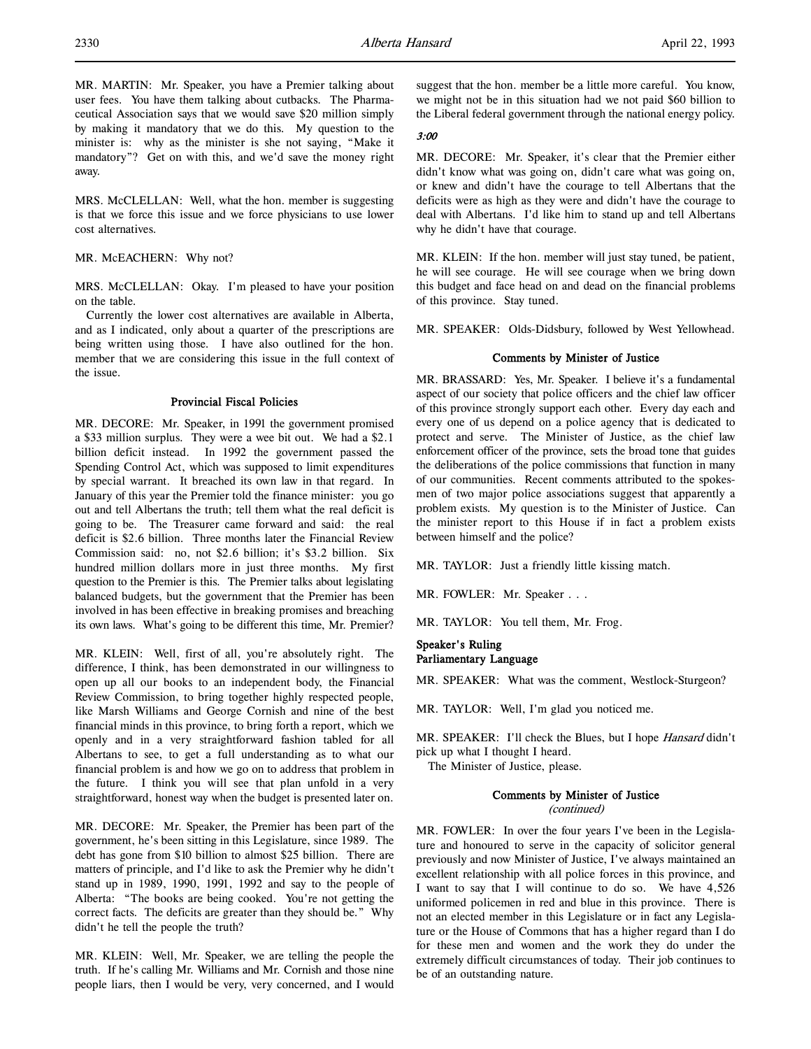MR. MARTIN: Mr. Speaker, you have a Premier talking about user fees. You have them talking about cutbacks. The Pharmaceutical Association says that we would save $20 million simply by making it mandatory that we do this. My question to the minister is: why as the minister is she not saying, "Make it mandatory"? Get on with this, and we'd save the money right away.

MRS. McCLELLAN: Well, what the hon. member is suggesting is that we force this issue and we force physicians to use lower cost alternatives.

MR. McEACHERN: Why not?

MRS. McCLELLAN: Okay. I'm pleased to have your position on the table.

Currently the lower cost alternatives are available in Alberta, and as I indicated, only about a quarter of the prescriptions are being written using those. I have also outlined for the hon. member that we are considering this issue in the full context of the issue.

### Provincial Fiscal Policies

MR. DECORE: Mr. Speaker, in 1991 the government promised a $33 million surplus. They were a wee bit out. We had a $2.1 billion deficit instead. In 1992 the government passed the Spending Control Act, which was supposed to limit expenditures by special warrant. It breached its own law in that regard. In January of this year the Premier told the finance minister: you go out and tell Albertans the truth; tell them what the real deficit is going to be. The Treasurer came forward and said: the real deficit is $2.6 billion. Three months later the Financial Review Commission said: no, not $2.6 billion; it's $3.2 billion. Six hundred million dollars more in just three months. My first question to the Premier is this. The Premier talks about legislating balanced budgets, but the government that the Premier has been involved in has been effective in breaking promises and breaching its own laws. What's going to be different this time, Mr. Premier?

MR. KLEIN: Well, first of all, you're absolutely right. The difference, I think, has been demonstrated in our willingness to open up all our books to an independent body, the Financial Review Commission, to bring together highly respected people, like Marsh Williams and George Cornish and nine of the best financial minds in this province, to bring forth a report, which we openly and in a very straightforward fashion tabled for all Albertans to see, to get a full understanding as to what our financial problem is and how we go on to address that problem in the future. I think you will see that plan unfold in a very straightforward, honest way when the budget is presented later on.

MR. DECORE: Mr. Speaker, the Premier has been part of the government, he's been sitting in this Legislature, since 1989. The debt has gone from $10 billion to almost $25 billion. There are matters of principle, and I'd like to ask the Premier why he didn't stand up in 1989, 1990, 1991, 1992 and say to the people of Alberta: "The books are being cooked. You're not getting the correct facts. The deficits are greater than they should be." Why didn't he tell the people the truth?

MR. KLEIN: Well, Mr. Speaker, we are telling the people the truth. If he's calling Mr. Williams and Mr. Cornish and those nine people liars, then I would be very, very concerned, and I would suggest that the hon. member be a little more careful. You know, we might not be in this situation had we not paid $60 billion to the Liberal federal government through the national energy policy.

*3:00*

MR. DECORE: Mr. Speaker, it's clear that the Premier either didn't know what was going on, didn't care what was going on, or knew and didn't have the courage to tell Albertans that the deficits were as high as they were and didn't have the courage to deal with Albertans. I'd like him to stand up and tell Albertans why he didn't have that courage.

MR. KLEIN: If the hon. member will just stay tuned, be patient, he will see courage. He will see courage when we bring down this budget and face head on and dead on the financial problems of this province. Stay tuned.

MR. SPEAKER: Olds-Didsbury, followed by West Yellowhead.

### Comments by Minister of Justice

MR. BRASSARD: Yes, Mr. Speaker. I believe it's a fundamental aspect of our society that police officers and the chief law officer of this province strongly support each other. Every day each and every one of us depend on a police agency that is dedicated to protect and serve. The Minister of Justice, as the chief law enforcement officer of the province, sets the broad tone that guides the deliberations of the police commissions that function in many of our communities. Recent comments attributed to the spokesmen of two major police associations suggest that apparently a problem exists. My question is to the Minister of Justice. Can the minister report to this House if in fact a problem exists between himself and the police?

MR. TAYLOR: Just a friendly little kissing match.

MR. FOWLER: Mr. Speaker . . .

MR. TAYLOR: You tell them, Mr. Frog.

### Speaker's Ruling
### Parliamentary Language

MR. SPEAKER: What was the comment, Westlock-Sturgeon?

MR. TAYLOR: Well, I'm glad you noticed me.

MR. SPEAKER: I'll check the Blues, but I hope *Hansard* didn't pick up what I thought I heard.

The Minister of Justice, please.

### Comments by Minister of Justice
*(continued)*

MR. FOWLER: In over the four years I've been in the Legislature and honoured to serve in the capacity of solicitor general previously and now Minister of Justice, I've always maintained an excellent relationship with all police forces in this province, and I want to say that I will continue to do so. We have 4,526 uniformed policemen in red and blue in this province. There is not an elected member in this Legislature or in fact any Legislature or the House of Commons that has a higher regard than I do for these men and women and the work they do under the extremely difficult circumstances of today. Their job continues to be of an outstanding nature.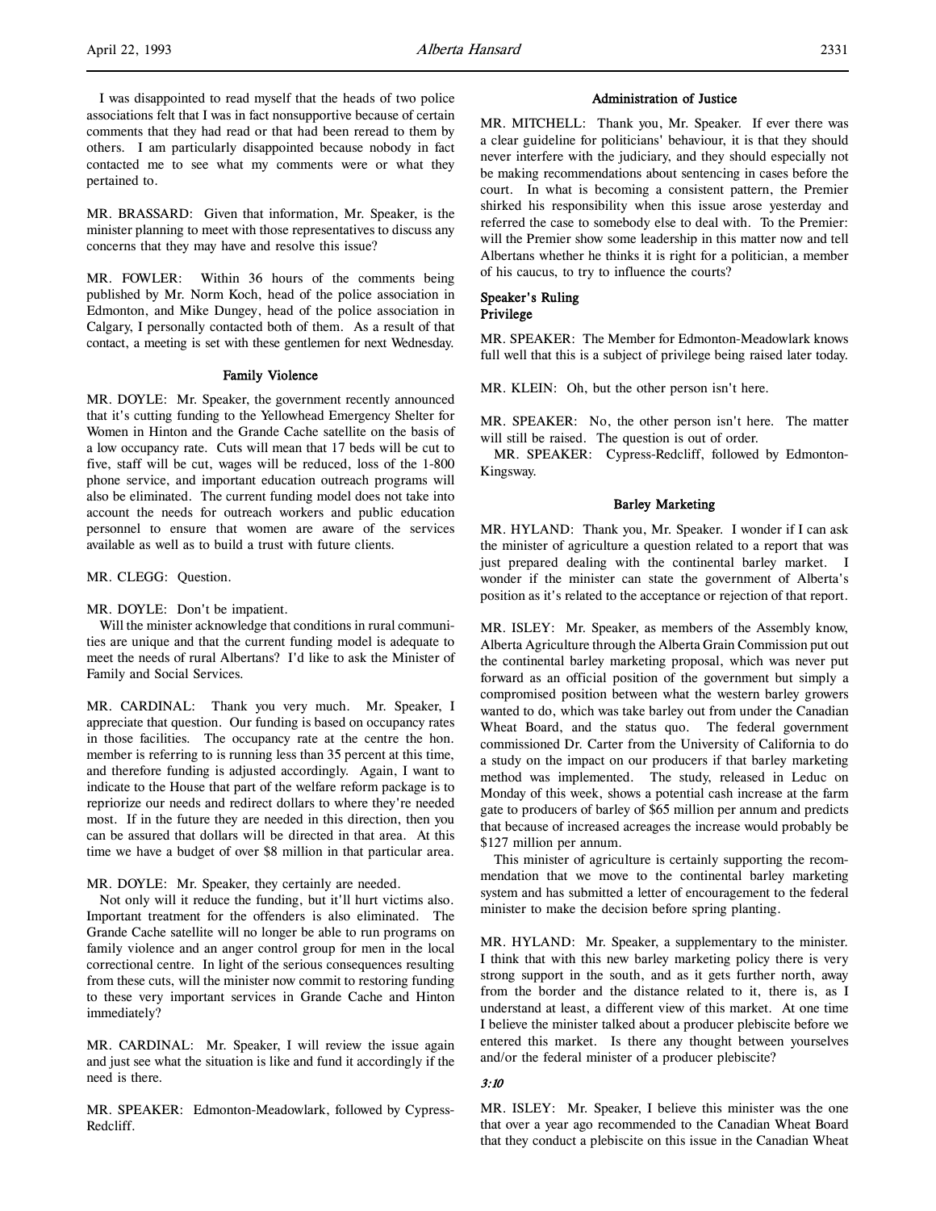I was disappointed to read myself that the heads of two police associations felt that I was in fact nonsupportive because of certain comments that they had read or that had been reread to them by others. I am particularly disappointed because nobody in fact contacted me to see what my comments were or what they pertained to.

MR. BRASSARD: Given that information, Mr. Speaker, is the minister planning to meet with those representatives to discuss any concerns that they may have and resolve this issue?

MR. FOWLER: Within 36 hours of the comments being published by Mr. Norm Koch, head of the police association in Edmonton, and Mike Dungey, head of the police association in Calgary, I personally contacted both of them. As a result of that contact, a meeting is set with these gentlemen for next Wednesday.

### Family Violence

MR. DOYLE: Mr. Speaker, the government recently announced that it's cutting funding to the Yellowhead Emergency Shelter for Women in Hinton and the Grande Cache satellite on the basis of a low occupancy rate. Cuts will mean that 17 beds will be cut to five, staff will be cut, wages will be reduced, loss of the 1-800 phone service, and important education outreach programs will also be eliminated. The current funding model does not take into account the needs for outreach workers and public education personnel to ensure that women are aware of the services available as well as to build a trust with future clients.

MR. CLEGG: Question.

MR. DOYLE: Don't be impatient.

Will the minister acknowledge that conditions in rural communities are unique and that the current funding model is adequate to meet the needs of rural Albertans? I'd like to ask the Minister of Family and Social Services.

MR. CARDINAL: Thank you very much. Mr. Speaker, I appreciate that question. Our funding is based on occupancy rates in those facilities. The occupancy rate at the centre the hon. member is referring to is running less than 35 percent at this time, and therefore funding is adjusted accordingly. Again, I want to indicate to the House that part of the welfare reform package is to repriorize our needs and redirect dollars to where they're needed most. If in the future they are needed in this direction, then you can be assured that dollars will be directed in that area. At this time we have a budget of over $8 million in that particular area.

MR. DOYLE: Mr. Speaker, they certainly are needed.

Not only will it reduce the funding, but it'll hurt victims also. Important treatment for the offenders is also eliminated. The Grande Cache satellite will no longer be able to run programs on family violence and an anger control group for men in the local correctional centre. In light of the serious consequences resulting from these cuts, will the minister now commit to restoring funding to these very important services in Grande Cache and Hinton immediately?

MR. CARDINAL: Mr. Speaker, I will review the issue again and just see what the situation is like and fund it accordingly if the need is there.

MR. SPEAKER: Edmonton-Meadowlark, followed by Cypress-Redcliff.

### Administration of Justice

MR. MITCHELL: Thank you, Mr. Speaker. If ever there was a clear guideline for politicians' behaviour, it is that they should never interfere with the judiciary, and they should especially not be making recommendations about sentencing in cases before the court. In what is becoming a consistent pattern, the Premier shirked his responsibility when this issue arose yesterday and referred the case to somebody else to deal with. To the Premier: will the Premier show some leadership in this matter now and tell Albertans whether he thinks it is right for a politician, a member of his caucus, to try to influence the courts?

### Speaker's Ruling
### Privilege

MR. SPEAKER: The Member for Edmonton-Meadowlark knows full well that this is a subject of privilege being raised later today.

MR. KLEIN: Oh, but the other person isn't here.

MR. SPEAKER: No, the other person isn't here. The matter will still be raised. The question is out of order.

MR. SPEAKER: Cypress-Redcliff, followed by Edmonton-Kingsway.

### Barley Marketing

MR. HYLAND: Thank you, Mr. Speaker. I wonder if I can ask the minister of agriculture a question related to a report that was just prepared dealing with the continental barley market. I wonder if the minister can state the government of Alberta's position as it's related to the acceptance or rejection of that report.

MR. ISLEY: Mr. Speaker, as members of the Assembly know, Alberta Agriculture through the Alberta Grain Commission put out the continental barley marketing proposal, which was never put forward as an official position of the government but simply a compromised position between what the western barley growers wanted to do, which was take barley out from under the Canadian Wheat Board, and the status quo. The federal government commissioned Dr. Carter from the University of California to do a study on the impact on our producers if that barley marketing method was implemented. The study, released in Leduc on Monday of this week, shows a potential cash increase at the farm gate to producers of barley of $65 million per annum and predicts that because of increased acreages the increase would probably be $127 million per annum.

This minister of agriculture is certainly supporting the recommendation that we move to the continental barley marketing system and has submitted a letter of encouragement to the federal minister to make the decision before spring planting.

MR. HYLAND: Mr. Speaker, a supplementary to the minister. I think that with this new barley marketing policy there is very strong support in the south, and as it gets further north, away from the border and the distance related to it, there is, as I understand at least, a different view of this market. At one time I believe the minister talked about a producer plebiscite before we entered this market. Is there any thought between yourselves and/or the federal minister of a producer plebiscite?

*3:10*

MR. ISLEY: Mr. Speaker, I believe this minister was the one that over a year ago recommended to the Canadian Wheat Board that they conduct a plebiscite on this issue in the Canadian Wheat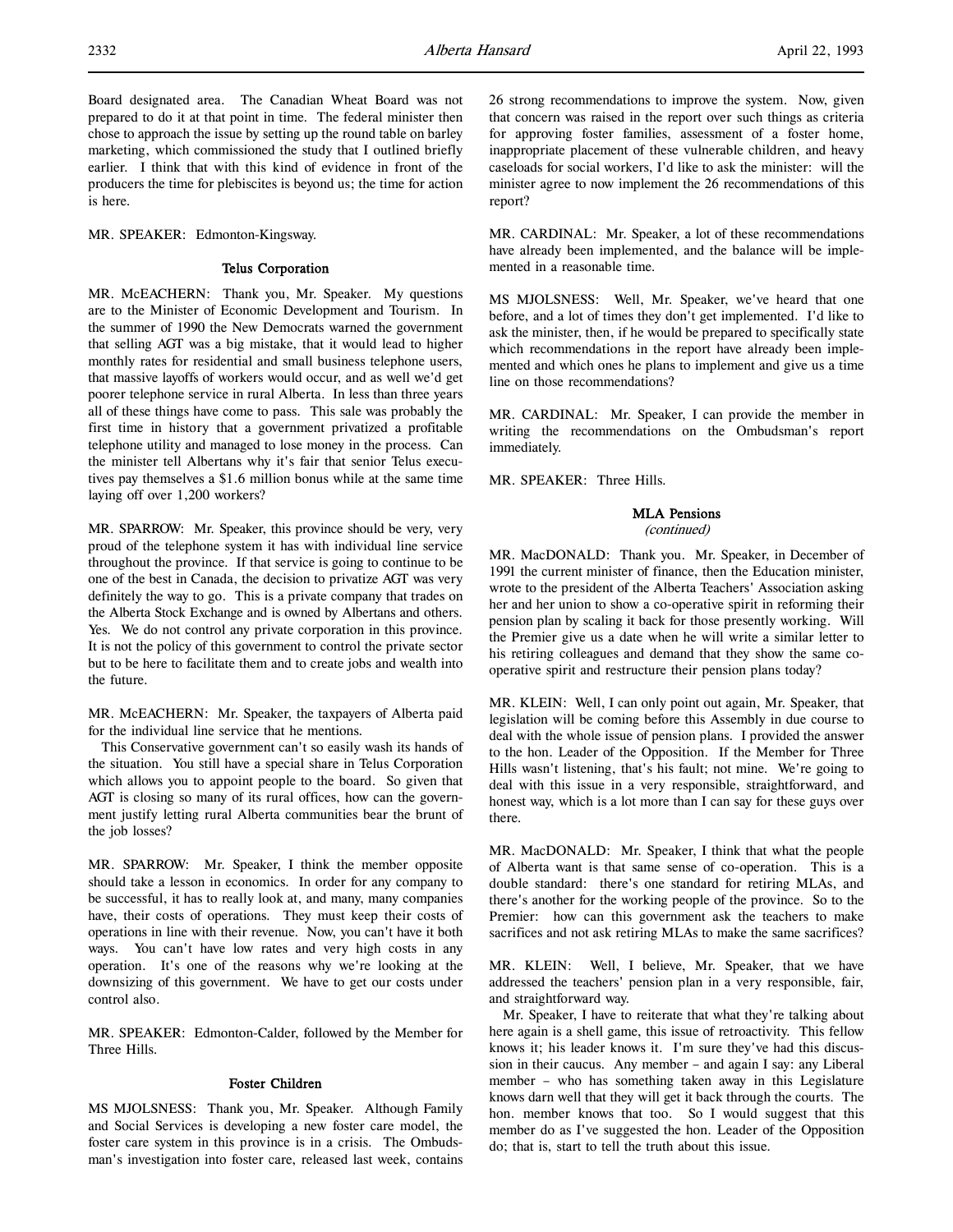Board designated area. The Canadian Wheat Board was not prepared to do it at that point in time. The federal minister then chose to approach the issue by setting up the round table on barley marketing, which commissioned the study that I outlined briefly earlier. I think that with this kind of evidence in front of the producers the time for plebiscites is beyond us; the time for action is here.

MR. SPEAKER: Edmonton-Kingsway.

### Telus Corporation

MR. McEACHERN: Thank you, Mr. Speaker. My questions are to the Minister of Economic Development and Tourism. In the summer of 1990 the New Democrats warned the government that selling AGT was a big mistake, that it would lead to higher monthly rates for residential and small business telephone users, that massive layoffs of workers would occur, and as well we'd get poorer telephone service in rural Alberta. In less than three years all of these things have come to pass. This sale was probably the first time in history that a government privatized a profitable telephone utility and managed to lose money in the process. Can the minister tell Albertans why it's fair that senior Telus executives pay themselves a $1.6 million bonus while at the same time laying off over 1,200 workers?

MR. SPARROW: Mr. Speaker, this province should be very, very proud of the telephone system it has with individual line service throughout the province. If that service is going to continue to be one of the best in Canada, the decision to privatize AGT was very definitely the way to go. This is a private company that trades on the Alberta Stock Exchange and is owned by Albertans and others. Yes. We do not control any private corporation in this province. It is not the policy of this government to control the private sector but to be here to facilitate them and to create jobs and wealth into the future.

MR. McEACHERN: Mr. Speaker, the taxpayers of Alberta paid for the individual line service that he mentions.

This Conservative government can't so easily wash its hands of the situation. You still have a special share in Telus Corporation which allows you to appoint people to the board. So given that AGT is closing so many of its rural offices, how can the government justify letting rural Alberta communities bear the brunt of the job losses?

MR. SPARROW: Mr. Speaker, I think the member opposite should take a lesson in economics. In order for any company to be successful, it has to really look at, and many, many companies have, their costs of operations. They must keep their costs of operations in line with their revenue. Now, you can't have it both ways. You can't have low rates and very high costs in any operation. It's one of the reasons why we're looking at the downsizing of this government. We have to get our costs under control also.

MR. SPEAKER: Edmonton-Calder, followed by the Member for Three Hills.

### Foster Children

MS MJOLSNESS: Thank you, Mr. Speaker. Although Family and Social Services is developing a new foster care model, the foster care system in this province is in a crisis. The Ombudsman's investigation into foster care, released last week, contains 26 strong recommendations to improve the system. Now, given that concern was raised in the report over such things as criteria for approving foster families, assessment of a foster home, inappropriate placement of these vulnerable children, and heavy caseloads for social workers, I'd like to ask the minister: will the minister agree to now implement the 26 recommendations of this report?

MR. CARDINAL: Mr. Speaker, a lot of these recommendations have already been implemented, and the balance will be implemented in a reasonable time.

MS MJOLSNESS: Well, Mr. Speaker, we've heard that one before, and a lot of times they don't get implemented. I'd like to ask the minister, then, if he would be prepared to specifically state which recommendations in the report have already been implemented and which ones he plans to implement and give us a time line on those recommendations?

MR. CARDINAL: Mr. Speaker, I can provide the member in writing the recommendations on the Ombudsman's report immediately.

MR. SPEAKER: Three Hills.

### MLA Pensions
*(continued)*

MR. MacDONALD: Thank you. Mr. Speaker, in December of 1991 the current minister of finance, then the Education minister, wrote to the president of the Alberta Teachers' Association asking her and her union to show a co-operative spirit in reforming their pension plan by scaling it back for those presently working. Will the Premier give us a date when he will write a similar letter to his retiring colleagues and demand that they show the same co-operative spirit and restructure their pension plans today?

MR. KLEIN: Well, I can only point out again, Mr. Speaker, that legislation will be coming before this Assembly in due course to deal with the whole issue of pension plans. I provided the answer to the hon. Leader of the Opposition. If the Member for Three Hills wasn't listening, that's his fault; not mine. We're going to deal with this issue in a very responsible, straightforward, and honest way, which is a lot more than I can say for these guys over there.

MR. MacDONALD: Mr. Speaker, I think that what the people of Alberta want is that same sense of co-operation. This is a double standard: there's one standard for retiring MLAs, and there's another for the working people of the province. So to the Premier: how can this government ask the teachers to make sacrifices and not ask retiring MLAs to make the same sacrifices?

MR. KLEIN: Well, I believe, Mr. Speaker, that we have addressed the teachers' pension plan in a very responsible, fair, and straightforward way.

Mr. Speaker, I have to reiterate that what they're talking about here again is a shell game, this issue of retroactivity. This fellow knows it; his leader knows it. I'm sure they've had this discussion in their caucus. Any member – and again I say: any Liberal member – who has something taken away in this Legislature knows darn well that they will get it back through the courts. The hon. member knows that too. So I would suggest that this member do as I've suggested the hon. Leader of the Opposition do; that is, start to tell the truth about this issue.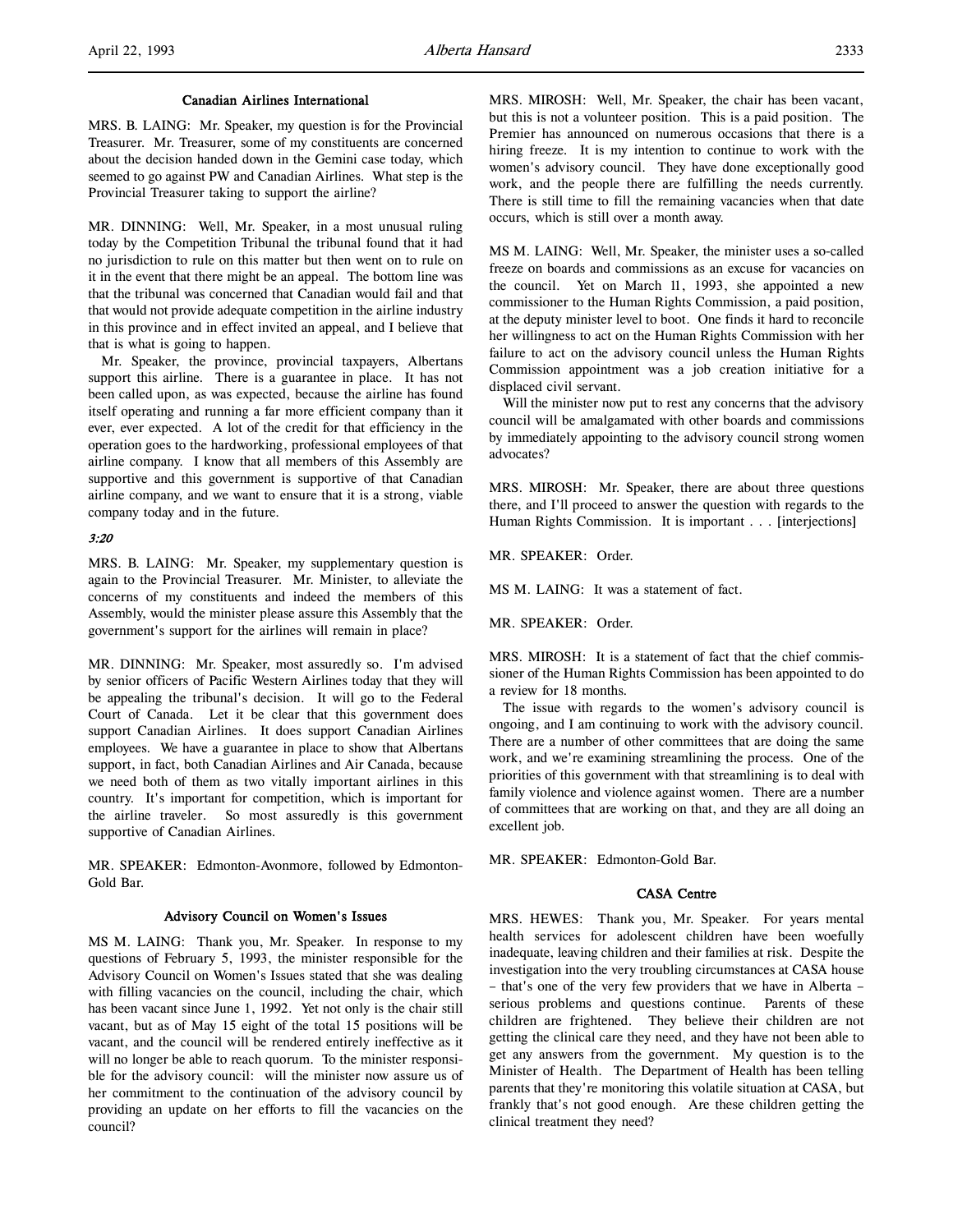### Canadian Airlines International

MRS. B. LAING: Mr. Speaker, my question is for the Provincial Treasurer. Mr. Treasurer, some of my constituents are concerned about the decision handed down in the Gemini case today, which seemed to go against PW and Canadian Airlines. What step is the Provincial Treasurer taking to support the airline?

MR. DINNING: Well, Mr. Speaker, in a most unusual ruling today by the Competition Tribunal the tribunal found that it had no jurisdiction to rule on this matter but then went on to rule on it in the event that there might be an appeal. The bottom line was that the tribunal was concerned that Canadian would fail and that that would not provide adequate competition in the airline industry in this province and in effect invited an appeal, and I believe that that is what is going to happen.

Mr. Speaker, the province, provincial taxpayers, Albertans support this airline. There is a guarantee in place. It has not been called upon, as was expected, because the airline has found itself operating and running a far more efficient company than it ever, ever expected. A lot of the credit for that efficiency in the operation goes to the hardworking, professional employees of that airline company. I know that all members of this Assembly are supportive and this government is supportive of that Canadian airline company, and we want to ensure that it is a strong, viable company today and in the future.

*3:20*

MRS. B. LAING: Mr. Speaker, my supplementary question is again to the Provincial Treasurer. Mr. Minister, to alleviate the concerns of my constituents and indeed the members of this Assembly, would the minister please assure this Assembly that the government's support for the airlines will remain in place?

MR. DINNING: Mr. Speaker, most assuredly so. I'm advised by senior officers of Pacific Western Airlines today that they will be appealing the tribunal's decision. It will go to the Federal Court of Canada. Let it be clear that this government does support Canadian Airlines. It does support Canadian Airlines employees. We have a guarantee in place to show that Albertans support, in fact, both Canadian Airlines and Air Canada, because we need both of them as two vitally important airlines in this country. It's important for competition, which is important for the airline traveler. So most assuredly is this government supportive of Canadian Airlines.

MR. SPEAKER: Edmonton-Avonmore, followed by Edmonton-Gold Bar.

### Advisory Council on Women's Issues

MS M. LAING: Thank you, Mr. Speaker. In response to my questions of February 5, 1993, the minister responsible for the Advisory Council on Women's Issues stated that she was dealing with filling vacancies on the council, including the chair, which has been vacant since June 1, 1992. Yet not only is the chair still vacant, but as of May 15 eight of the total 15 positions will be vacant, and the council will be rendered entirely ineffective as it will no longer be able to reach quorum. To the minister responsible for the advisory council: will the minister now assure us of her commitment to the continuation of the advisory council by providing an update on her efforts to fill the vacancies on the council?

MRS. MIROSH: Well, Mr. Speaker, the chair has been vacant, but this is not a volunteer position. This is a paid position. The Premier has announced on numerous occasions that there is a hiring freeze. It is my intention to continue to work with the women's advisory council. They have done exceptionally good work, and the people there are fulfilling the needs currently. There is still time to fill the remaining vacancies when that date occurs, which is still over a month away.

MS M. LAING: Well, Mr. Speaker, the minister uses a so-called freeze on boards and commissions as an excuse for vacancies on the council. Yet on March 11, 1993, she appointed a new commissioner to the Human Rights Commission, a paid position, at the deputy minister level to boot. One finds it hard to reconcile her willingness to act on the Human Rights Commission with her failure to act on the advisory council unless the Human Rights Commission appointment was a job creation initiative for a displaced civil servant.

Will the minister now put to rest any concerns that the advisory council will be amalgamated with other boards and commissions by immediately appointing to the advisory council strong women advocates?

MRS. MIROSH: Mr. Speaker, there are about three questions there, and I'll proceed to answer the question with regards to the Human Rights Commission. It is important . . . [interjections]

MR. SPEAKER: Order.

MS M. LAING: It was a statement of fact.

MR. SPEAKER: Order.

MRS. MIROSH: It is a statement of fact that the chief commissioner of the Human Rights Commission has been appointed to do a review for 18 months.

The issue with regards to the women's advisory council is ongoing, and I am continuing to work with the advisory council. There are a number of other committees that are doing the same work, and we're examining streamlining the process. One of the priorities of this government with that streamlining is to deal with family violence and violence against women. There are a number of committees that are working on that, and they are all doing an excellent job.

MR. SPEAKER: Edmonton-Gold Bar.

### CASA Centre

MRS. HEWES: Thank you, Mr. Speaker. For years mental health services for adolescent children have been woefully inadequate, leaving children and their families at risk. Despite the investigation into the very troubling circumstances at CASA house – that's one of the very few providers that we have in Alberta – serious problems and questions continue. Parents of these children are frightened. They believe their children are not getting the clinical care they need, and they have not been able to get any answers from the government. My question is to the Minister of Health. The Department of Health has been telling parents that they're monitoring this volatile situation at CASA, but frankly that's not good enough. Are these children getting the clinical treatment they need?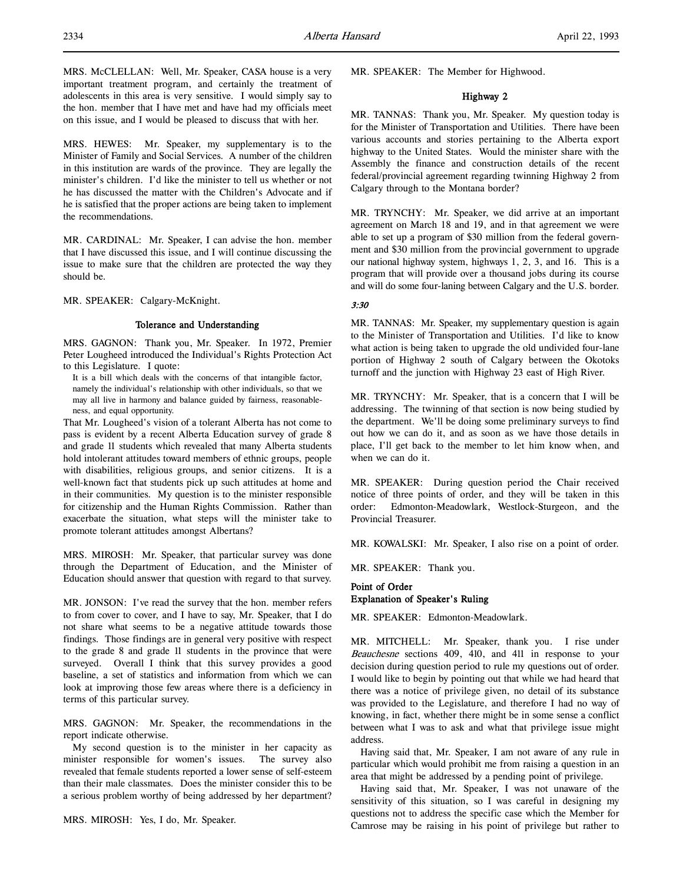MRS. McCLELLAN: Well, Mr. Speaker, CASA house is a very important treatment program, and certainly the treatment of adolescents in this area is very sensitive. I would simply say to the hon. member that I have met and have had my officials meet on this issue, and I would be pleased to discuss that with her.

MRS. HEWES: Mr. Speaker, my supplementary is to the Minister of Family and Social Services. A number of the children in this institution are wards of the province. They are legally the minister's children. I'd like the minister to tell us whether or not he has discussed the matter with the Children's Advocate and if he is satisfied that the proper actions are being taken to implement the recommendations.

MR. CARDINAL: Mr. Speaker, I can advise the hon. member that I have discussed this issue, and I will continue discussing the issue to make sure that the children are protected the way they should be.

MR. SPEAKER: Calgary-McKnight.

### Tolerance and Understanding

MRS. GAGNON: Thank you, Mr. Speaker. In 1972, Premier Peter Lougheed introduced the Individual's Rights Protection Act to this Legislature. I quote:

> It is a bill which deals with the concerns of that intangible factor, namely the individual's relationship with other individuals, so that we may all live in harmony and balance guided by fairness, reasonableness, and equal opportunity.

That Mr. Lougheed's vision of a tolerant Alberta has not come to pass is evident by a recent Alberta Education survey of grade 8 and grade 11 students which revealed that many Alberta students hold intolerant attitudes toward members of ethnic groups, people with disabilities, religious groups, and senior citizens. It is a well-known fact that students pick up such attitudes at home and in their communities. My question is to the minister responsible for citizenship and the Human Rights Commission. Rather than exacerbate the situation, what steps will the minister take to promote tolerant attitudes amongst Albertans?

MRS. MIROSH: Mr. Speaker, that particular survey was done through the Department of Education, and the Minister of Education should answer that question with regard to that survey.

MR. JONSON: I've read the survey that the hon. member refers to from cover to cover, and I have to say, Mr. Speaker, that I do not share what seems to be a negative attitude towards those findings. Those findings are in general very positive with respect to the grade 8 and grade 11 students in the province that were surveyed. Overall I think that this survey provides a good baseline, a set of statistics and information from which we can look at improving those few areas where there is a deficiency in terms of this particular survey.

MRS. GAGNON: Mr. Speaker, the recommendations in the report indicate otherwise.

My second question is to the minister in her capacity as minister responsible for women's issues. The survey also revealed that female students reported a lower sense of self-esteem than their male classmates. Does the minister consider this to be a serious problem worthy of being addressed by her department?

MRS. MIROSH: Yes, I do, Mr. Speaker.

MR. SPEAKER: The Member for Highwood.

### Highway 2

MR. TANNAS: Thank you, Mr. Speaker. My question today is for the Minister of Transportation and Utilities. There have been various accounts and stories pertaining to the Alberta export highway to the United States. Would the minister share with the Assembly the finance and construction details of the recent federal/provincial agreement regarding twinning Highway 2 from Calgary through to the Montana border?

MR. TRYNCHY: Mr. Speaker, we did arrive at an important agreement on March 18 and 19, and in that agreement we were able to set up a program of $30 million from the federal government and $30 million from the provincial government to upgrade our national highway system, highways 1, 2, 3, and 16. This is a program that will provide over a thousand jobs during its course and will do some four-laning between Calgary and the U.S. border.

*3:30*

MR. TANNAS: Mr. Speaker, my supplementary question is again to the Minister of Transportation and Utilities. I'd like to know what action is being taken to upgrade the old undivided four-lane portion of Highway 2 south of Calgary between the Okotoks turnoff and the junction with Highway 23 east of High River.

MR. TRYNCHY: Mr. Speaker, that is a concern that I will be addressing. The twinning of that section is now being studied by the department. We'll be doing some preliminary surveys to find out how we can do it, and as soon as we have those details in place, I'll get back to the member to let him know when, and when we can do it.

MR. SPEAKER: During question period the Chair received notice of three points of order, and they will be taken in this order: Edmonton-Meadowlark, Westlock-Sturgeon, and the Provincial Treasurer.

MR. KOWALSKI: Mr. Speaker, I also rise on a point of order.

MR. SPEAKER: Thank you.

### Point of Order
### Explanation of Speaker's Ruling

MR. SPEAKER: Edmonton-Meadowlark.

MR. MITCHELL: Mr. Speaker, thank you. I rise under *Beauchesne* sections 409, 410, and 411 in response to your decision during question period to rule my questions out of order. I would like to begin by pointing out that while we had heard that there was a notice of privilege given, no detail of its substance was provided to the Legislature, and therefore I had no way of knowing, in fact, whether there might be in some sense a conflict between what I was to ask and what that privilege issue might address.

Having said that, Mr. Speaker, I am not aware of any rule in particular which would prohibit me from raising a question in an area that might be addressed by a pending point of privilege.

Having said that, Mr. Speaker, I was not unaware of the sensitivity of this situation, so I was careful in designing my questions not to address the specific case which the Member for Camrose may be raising in his point of privilege but rather to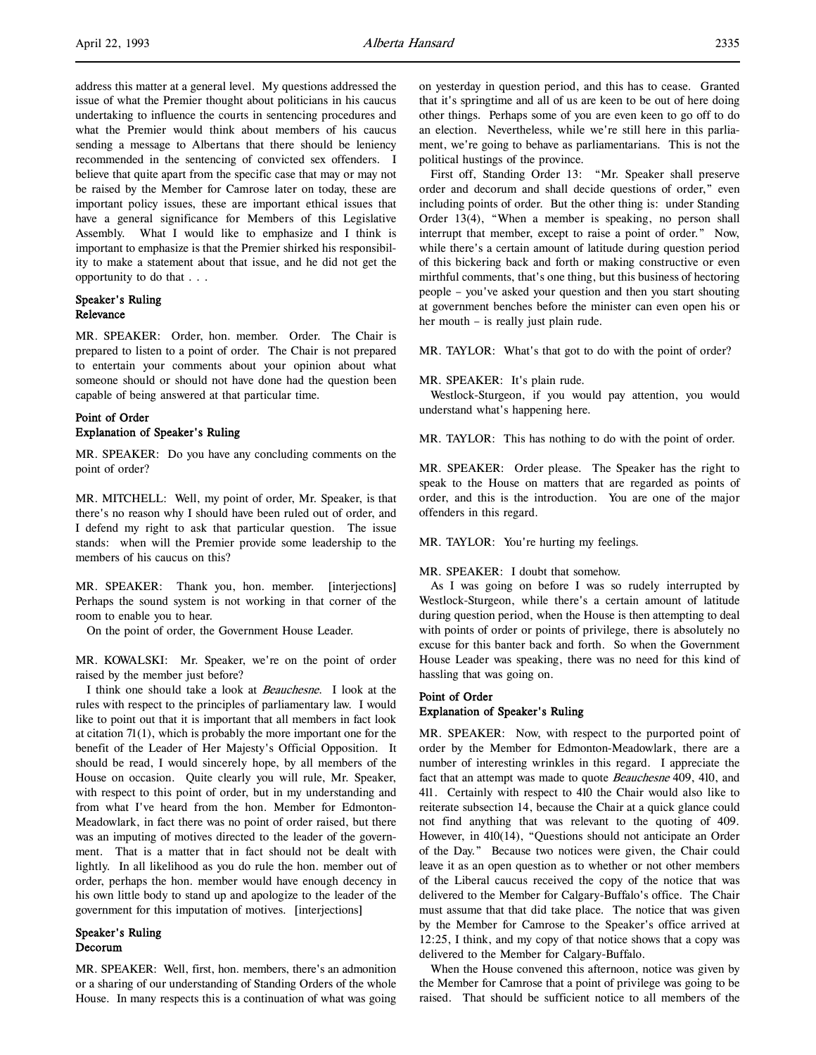address this matter at a general level. My questions addressed the issue of what the Premier thought about politicians in his caucus undertaking to influence the courts in sentencing procedures and what the Premier would think about members of his caucus sending a message to Albertans that there should be leniency recommended in the sentencing of convicted sex offenders. I believe that quite apart from the specific case that may or may not be raised by the Member for Camrose later on today, these are important policy issues, these are important ethical issues that have a general significance for Members of this Legislative Assembly. What I would like to emphasize and I think is important to emphasize is that the Premier shirked his responsibility to make a statement about that issue, and he did not get the opportunity to do that . . .

### Speaker's Ruling
### Relevance

MR. SPEAKER: Order, hon. member. Order. The Chair is prepared to listen to a point of order. The Chair is not prepared to entertain your comments about your opinion about what someone should or should not have done had the question been capable of being answered at that particular time.

### Point of Order
### Explanation of Speaker's Ruling

MR. SPEAKER: Do you have any concluding comments on the point of order?

MR. MITCHELL: Well, my point of order, Mr. Speaker, is that there's no reason why I should have been ruled out of order, and I defend my right to ask that particular question. The issue stands: when will the Premier provide some leadership to the members of his caucus on this?

MR. SPEAKER: Thank you, hon. member. [interjections] Perhaps the sound system is not working in that corner of the room to enable you to hear.

On the point of order, the Government House Leader.

MR. KOWALSKI: Mr. Speaker, we're on the point of order raised by the member just before?

I think one should take a look at *Beauchesne*. I look at the rules with respect to the principles of parliamentary law. I would like to point out that it is important that all members in fact look at citation 71(1), which is probably the more important one for the benefit of the Leader of Her Majesty's Official Opposition. It should be read, I would sincerely hope, by all members of the House on occasion. Quite clearly you will rule, Mr. Speaker, with respect to this point of order, but in my understanding and from what I've heard from the hon. Member for Edmonton-Meadowlark, in fact there was no point of order raised, but there was an imputing of motives directed to the leader of the government. That is a matter that in fact should not be dealt with lightly. In all likelihood as you do rule the hon. member out of order, perhaps the hon. member would have enough decency in his own little body to stand up and apologize to the leader of the government for this imputation of motives. [interjections]

### Speaker's Ruling
### Decorum

MR. SPEAKER: Well, first, hon. members, there's an admonition or a sharing of our understanding of Standing Orders of the whole House. In many respects this is a continuation of what was going on yesterday in question period, and this has to cease. Granted that it's springtime and all of us are keen to be out of here doing other things. Perhaps some of you are even keen to go off to do an election. Nevertheless, while we're still here in this parliament, we're going to behave as parliamentarians. This is not the political hustings of the province.

First off, Standing Order 13: "Mr. Speaker shall preserve order and decorum and shall decide questions of order," even including points of order. But the other thing is: under Standing Order 13(4), "When a member is speaking, no person shall interrupt that member, except to raise a point of order." Now, while there's a certain amount of latitude during question period of this bickering back and forth or making constructive or even mirthful comments, that's one thing, but this business of hectoring people – you've asked your question and then you start shouting at government benches before the minister can even open his or her mouth – is really just plain rude.

MR. TAYLOR: What's that got to do with the point of order?

MR. SPEAKER: It's plain rude.

Westlock-Sturgeon, if you would pay attention, you would understand what's happening here.

MR. TAYLOR: This has nothing to do with the point of order.

MR. SPEAKER: Order please. The Speaker has the right to speak to the House on matters that are regarded as points of order, and this is the introduction. You are one of the major offenders in this regard.

MR. TAYLOR: You're hurting my feelings.

MR. SPEAKER: I doubt that somehow.

As I was going on before I was so rudely interrupted by Westlock-Sturgeon, while there's a certain amount of latitude during question period, when the House is then attempting to deal with points of order or points of privilege, there is absolutely no excuse for this banter back and forth. So when the Government House Leader was speaking, there was no need for this kind of hassling that was going on.

### Point of Order
### Explanation of Speaker's Ruling

MR. SPEAKER: Now, with respect to the purported point of order by the Member for Edmonton-Meadowlark, there are a number of interesting wrinkles in this regard. I appreciate the fact that an attempt was made to quote *Beauchesne* 409, 410, and 411. Certainly with respect to 410 the Chair would also like to reiterate subsection 14, because the Chair at a quick glance could not find anything that was relevant to the quoting of 409. However, in 410(14), "Questions should not anticipate an Order of the Day." Because two notices were given, the Chair could leave it as an open question as to whether or not other members of the Liberal caucus received the copy of the notice that was delivered to the Member for Calgary-Buffalo's office. The Chair must assume that that did take place. The notice that was given by the Member for Camrose to the Speaker's office arrived at 12:25, I think, and my copy of that notice shows that a copy was delivered to the Member for Calgary-Buffalo.

When the House convened this afternoon, notice was given by the Member for Camrose that a point of privilege was going to be raised. That should be sufficient notice to all members of the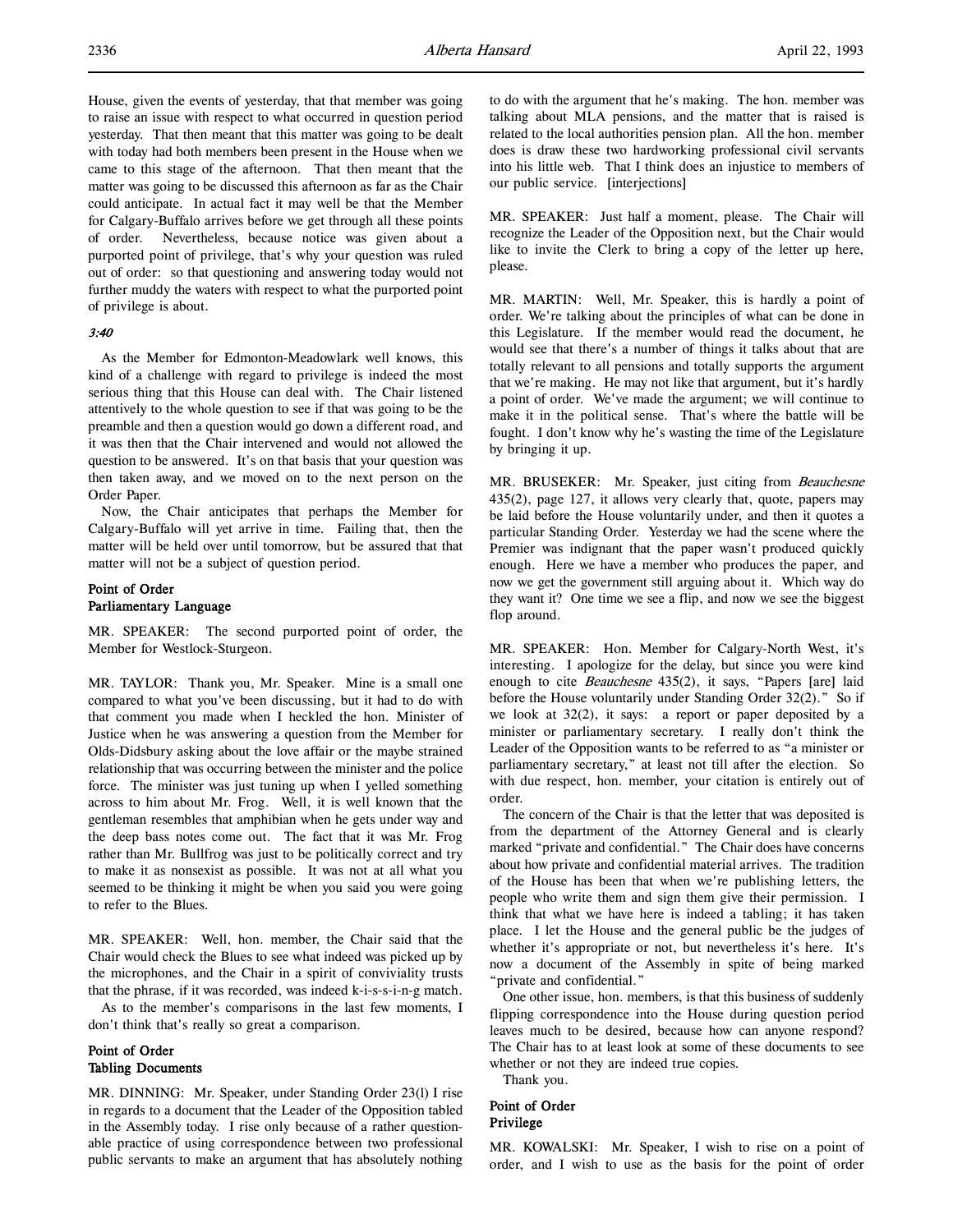House, given the events of yesterday, that that member was going to raise an issue with respect to what occurred in question period yesterday. That then meant that this matter was going to be dealt with today had both members been present in the House when we came to this stage of the afternoon. That then meant that the matter was going to be discussed this afternoon as far as the Chair could anticipate. In actual fact it may well be that the Member for Calgary-Buffalo arrives before we get through all these points of order. Nevertheless, because notice was given about a purported point of privilege, that's why your question was ruled out of order: so that questioning and answering today would not further muddy the waters with respect to what the purported point of privilege is about.

*3:40*

As the Member for Edmonton-Meadowlark well knows, this kind of a challenge with regard to privilege is indeed the most serious thing that this House can deal with. The Chair listened attentively to the whole question to see if that was going to be the preamble and then a question would go down a different road, and it was then that the Chair intervened and would not allowed the question to be answered. It's on that basis that your question was then taken away, and we moved on to the next person on the Order Paper.

Now, the Chair anticipates that perhaps the Member for Calgary-Buffalo will yet arrive in time. Failing that, then the matter will be held over until tomorrow, but be assured that that matter will not be a subject of question period.

**Point of Order**
**Parliamentary Language**

MR. SPEAKER: The second purported point of order, the Member for Westlock-Sturgeon.

MR. TAYLOR: Thank you, Mr. Speaker. Mine is a small one compared to what you've been discussing, but it had to do with that comment you made when I heckled the hon. Minister of Justice when he was answering a question from the Member for Olds-Didsbury asking about the love affair or the maybe strained relationship that was occurring between the minister and the police force. The minister was just tuning up when I yelled something across to him about Mr. Frog. Well, it is well known that the gentleman resembles that amphibian when he gets under way and the deep bass notes come out. The fact that it was Mr. Frog rather than Mr. Bullfrog was just to be politically correct and try to make it as nonsexist as possible. It was not at all what you seemed to be thinking it might be when you said you were going to refer to the Blues.

MR. SPEAKER: Well, hon. member, the Chair said that the Chair would check the Blues to see what indeed was picked up by the microphones, and the Chair in a spirit of conviviality trusts that the phrase, if it was recorded, was indeed k-i-s-s-i-n-g match.

As to the member's comparisons in the last few moments, I don't think that's really so great a comparison.

**Point of Order**
**Tabling Documents**

MR. DINNING: Mr. Speaker, under Standing Order 23(l) I rise in regards to a document that the Leader of the Opposition tabled in the Assembly today. I rise only because of a rather questionable practice of using correspondence between two professional public servants to make an argument that has absolutely nothing to do with the argument that he's making. The hon. member was talking about MLA pensions, and the matter that is raised is related to the local authorities pension plan. All the hon. member does is draw these two hardworking professional civil servants into his little web. That I think does an injustice to members of our public service. [interjections]

MR. SPEAKER: Just half a moment, please. The Chair will recognize the Leader of the Opposition next, but the Chair would like to invite the Clerk to bring a copy of the letter up here, please.

MR. MARTIN: Well, Mr. Speaker, this is hardly a point of order. We're talking about the principles of what can be done in this Legislature. If the member would read the document, he would see that there's a number of things it talks about that are totally relevant to all pensions and totally supports the argument that we're making. He may not like that argument, but it's hardly a point of order. We've made the argument; we will continue to make it in the political sense. That's where the battle will be fought. I don't know why he's wasting the time of the Legislature by bringing it up.

MR. BRUSEKER: Mr. Speaker, just citing from *Beauchesne* 435(2), page 127, it allows very clearly that, quote, papers may be laid before the House voluntarily under, and then it quotes a particular Standing Order. Yesterday we had the scene where the Premier was indignant that the paper wasn't produced quickly enough. Here we have a member who produces the paper, and now we get the government still arguing about it. Which way do they want it? One time we see a flip, and now we see the biggest flop around.

MR. SPEAKER: Hon. Member for Calgary-North West, it's interesting. I apologize for the delay, but since you were kind enough to cite *Beauchesne* 435(2), it says, "Papers [are] laid before the House voluntarily under Standing Order 32(2)." So if we look at 32(2), it says: a report or paper deposited by a minister or parliamentary secretary. I really don't think the Leader of the Opposition wants to be referred to as "a minister or parliamentary secretary," at least not till after the election. So with due respect, hon. member, your citation is entirely out of order.

The concern of the Chair is that the letter that was deposited is from the department of the Attorney General and is clearly marked "private and confidential." The Chair does have concerns about how private and confidential material arrives. The tradition of the House has been that when we're publishing letters, the people who write them and sign them give their permission. I think that what we have here is indeed a tabling; it has taken place. I let the House and the general public be the judges of whether it's appropriate or not, but nevertheless it's here. It's now a document of the Assembly in spite of being marked "private and confidential."

One other issue, hon. members, is that this business of suddenly flipping correspondence into the House during question period leaves much to be desired, because how can anyone respond? The Chair has to at least look at some of these documents to see whether or not they are indeed true copies.

Thank you.

**Point of Order**
**Privilege**

MR. KOWALSKI: Mr. Speaker, I wish to rise on a point of order, and I wish to use as the basis for the point of order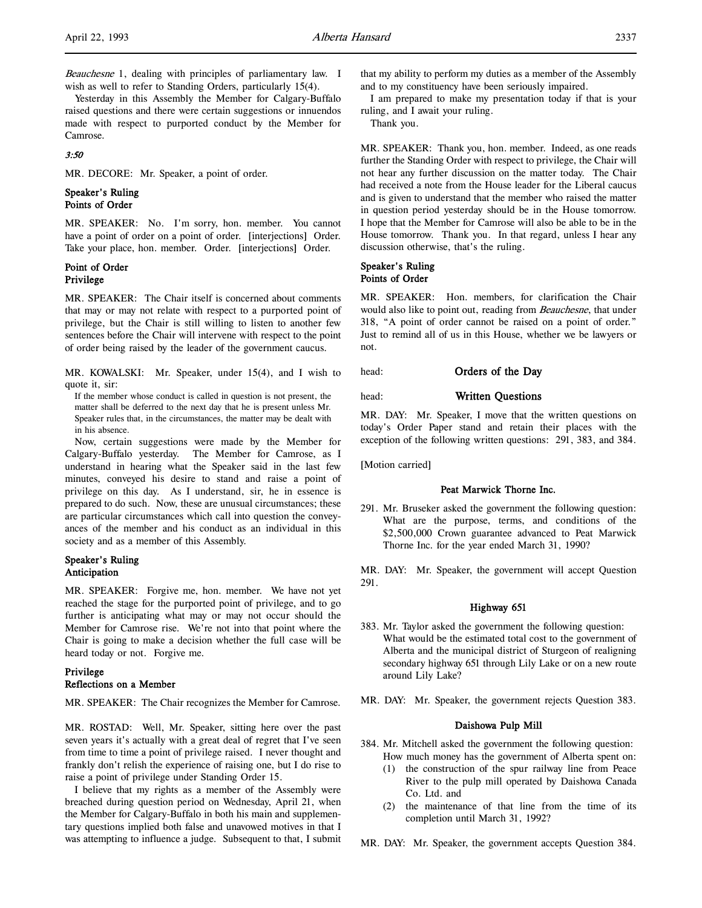*Beauchesne* 1, dealing with principles of parliamentary law. I wish as well to refer to Standing Orders, particularly 15(4).

Yesterday in this Assembly the Member for Calgary-Buffalo raised questions and there were certain suggestions or innuendos made with respect to purported conduct by the Member for Camrose.

*3:50*

MR. DECORE: Mr. Speaker, a point of order.

**Speaker's Ruling**
**Points of Order**

MR. SPEAKER: No. I'm sorry, hon. member. You cannot have a point of order on a point of order. [interjections] Order. Take your place, hon. member. Order. [interjections] Order.

**Point of Order**
**Privilege**

MR. SPEAKER: The Chair itself is concerned about comments that may or may not relate with respect to a purported point of privilege, but the Chair is still willing to listen to another few sentences before the Chair will intervene with respect to the point of order being raised by the leader of the government caucus.

MR. KOWALSKI: Mr. Speaker, under 15(4), and I wish to quote it, sir:

> If the member whose conduct is called in question is not present, the matter shall be deferred to the next day that he is present unless Mr. Speaker rules that, in the circumstances, the matter may be dealt with in his absence.

Now, certain suggestions were made by the Member for Calgary-Buffalo yesterday. The Member for Camrose, as I understand in hearing what the Speaker said in the last few minutes, conveyed his desire to stand and raise a point of privilege on this day. As I understand, sir, he in essence is prepared to do such. Now, these are unusual circumstances; these are particular circumstances which call into question the conveyances of the member and his conduct as an individual in this society and as a member of this Assembly.

**Speaker's Ruling**
**Anticipation**

MR. SPEAKER: Forgive me, hon. member. We have not yet reached the stage for the purported point of privilege, and to go further is anticipating what may or may not occur should the Member for Camrose rise. We're not into that point where the Chair is going to make a decision whether the full case will be heard today or not. Forgive me.

**Privilege**
**Reflections on a Member**

MR. SPEAKER: The Chair recognizes the Member for Camrose.

MR. ROSTAD: Well, Mr. Speaker, sitting here over the past seven years it's actually with a great deal of regret that I've seen from time to time a point of privilege raised. I never thought and frankly don't relish the experience of raising one, but I do rise to raise a point of privilege under Standing Order 15.

I believe that my rights as a member of the Assembly were breached during question period on Wednesday, April 21, when the Member for Calgary-Buffalo in both his main and supplementary questions implied both false and unavowed motives in that I was attempting to influence a judge. Subsequent to that, I submit that my ability to perform my duties as a member of the Assembly and to my constituency have been seriously impaired.

I am prepared to make my presentation today if that is your ruling, and I await your ruling.

Thank you.

MR. SPEAKER: Thank you, hon. member. Indeed, as one reads further the Standing Order with respect to privilege, the Chair will not hear any further discussion on the matter today. The Chair had received a note from the House leader for the Liberal caucus and is given to understand that the member who raised the matter in question period yesterday should be in the House tomorrow. I hope that the Member for Camrose will also be able to be in the House tomorrow. Thank you. In that regard, unless I hear any discussion otherwise, that's the ruling.

**Speaker's Ruling**
**Points of Order**

MR. SPEAKER: Hon. members, for clarification the Chair would also like to point out, reading from *Beauchesne*, that under 318, "A point of order cannot be raised on a point of order." Just to remind all of us in this House, whether we be lawyers or not.

head: **Orders of the Day**

head: **Written Questions**

MR. DAY: Mr. Speaker, I move that the written questions on today's Order Paper stand and retain their places with the exception of the following written questions: 291, 383, and 384.

[Motion carried]

**Peat Marwick Thorne Inc.**

291. Mr. Bruseker asked the government the following question: What are the purpose, terms, and conditions of the $2,500,000 Crown guarantee advanced to Peat Marwick Thorne Inc. for the year ended March 31, 1990?

MR. DAY: Mr. Speaker, the government will accept Question 291.

**Highway 651**

383. Mr. Taylor asked the government the following question: What would be the estimated total cost to the government of Alberta and the municipal district of Sturgeon of realigning secondary highway 651 through Lily Lake or on a new route around Lily Lake?

MR. DAY: Mr. Speaker, the government rejects Question 383.

**Daishowa Pulp Mill**

384. Mr. Mitchell asked the government the following question: How much money has the government of Alberta spent on:
   (1) the construction of the spur railway line from Peace River to the pulp mill operated by Daishowa Canada Co. Ltd. and
   (2) the maintenance of that line from the time of its completion until March 31, 1992?

MR. DAY: Mr. Speaker, the government accepts Question 384.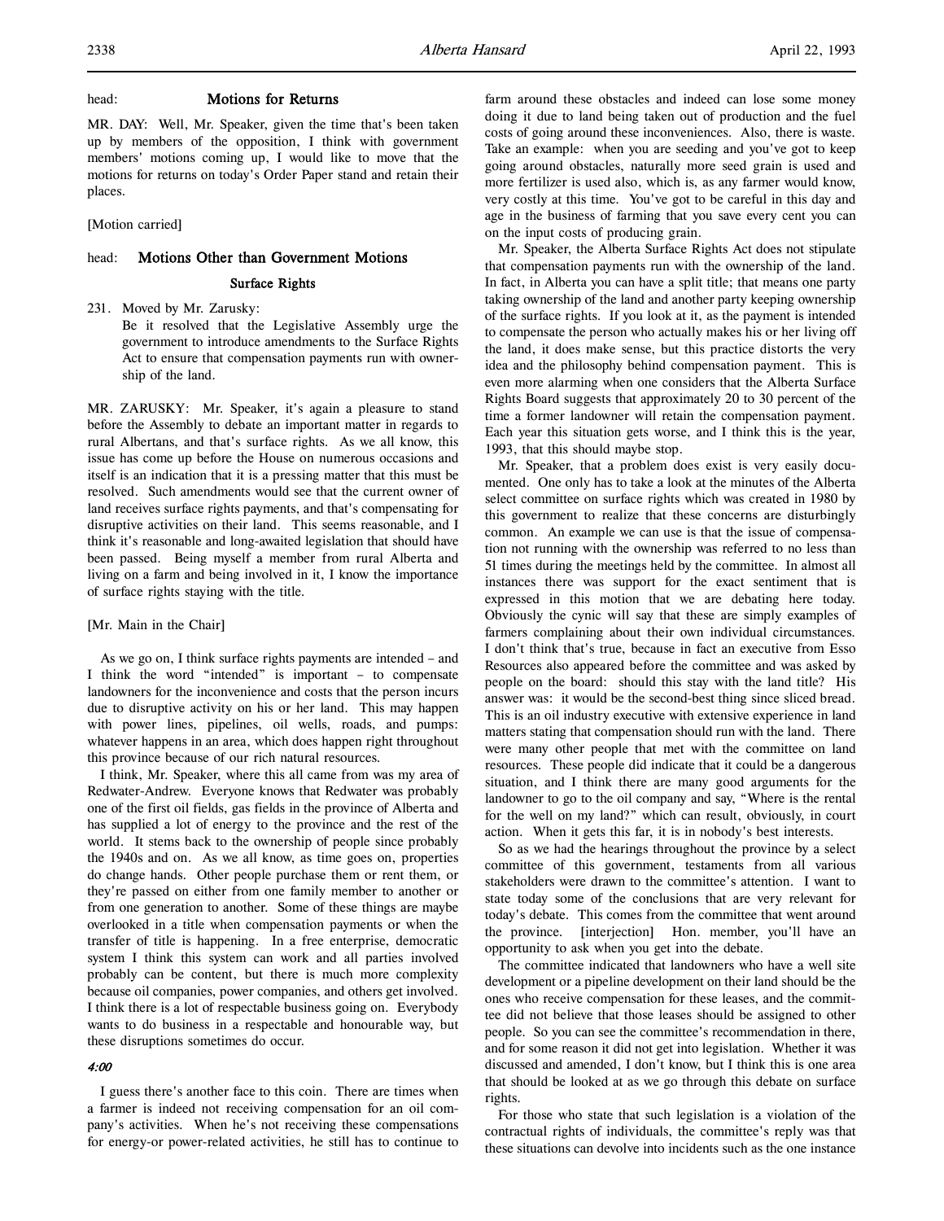head: **Motions for Returns**

MR. DAY: Well, Mr. Speaker, given the time that's been taken up by members of the opposition, I think with government members' motions coming up, I would like to move that the motions for returns on today's Order Paper stand and retain their places.

[Motion carried]

head: **Motions Other than Government Motions**

### Surface Rights

231\. Moved by Mr. Zarusky:
Be it resolved that the Legislative Assembly urge the government to introduce amendments to the Surface Rights Act to ensure that compensation payments run with ownership of the land.

MR. ZARUSKY: Mr. Speaker, it's again a pleasure to stand before the Assembly to debate an important matter in regards to rural Albertans, and that's surface rights. As we all know, this issue has come up before the House on numerous occasions and itself is an indication that it is a pressing matter that this must be resolved. Such amendments would see that the current owner of land receives surface rights payments, and that's compensating for disruptive activities on their land. This seems reasonable, and I think it's reasonable and long-awaited legislation that should have been passed. Being myself a member from rural Alberta and living on a farm and being involved in it, I know the importance of surface rights staying with the title.

[Mr. Main in the Chair]

As we go on, I think surface rights payments are intended – and I think the word "intended" is important – to compensate landowners for the inconvenience and costs that the person incurs due to disruptive activity on his or her land. This may happen with power lines, pipelines, oil wells, roads, and pumps: whatever happens in an area, which does happen right throughout this province because of our rich natural resources.

I think, Mr. Speaker, where this all came from was my area of Redwater-Andrew. Everyone knows that Redwater was probably one of the first oil fields, gas fields in the province of Alberta and has supplied a lot of energy to the province and the rest of the world. It stems back to the ownership of people since probably the 1940s and on. As we all know, as time goes on, properties do change hands. Other people purchase them or rent them, or they're passed on either from one family member to another or from one generation to another. Some of these things are maybe overlooked in a title when compensation payments or when the transfer of title is happening. In a free enterprise, democratic system I think this system can work and all parties involved probably can be content, but there is much more complexity because oil companies, power companies, and others get involved. I think there is a lot of respectable business going on. Everybody wants to do business in a respectable and honourable way, but these disruptions sometimes do occur.

*4:00*

I guess there's another face to this coin. There are times when a farmer is indeed not receiving compensation for an oil company's activities. When he's not receiving these compensations for energy-or power-related activities, he still has to continue to farm around these obstacles and indeed can lose some money doing it due to land being taken out of production and the fuel costs of going around these inconveniences. Also, there is waste. Take an example: when you are seeding and you've got to keep going around obstacles, naturally more seed grain is used and more fertilizer is used also, which is, as any farmer would know, very costly at this time. You've got to be careful in this day and age in the business of farming that you save every cent you can on the input costs of producing grain.

Mr. Speaker, the Alberta Surface Rights Act does not stipulate that compensation payments run with the ownership of the land. In fact, in Alberta you can have a split title; that means one party taking ownership of the land and another party keeping ownership of the surface rights. If you look at it, as the payment is intended to compensate the person who actually makes his or her living off the land, it does make sense, but this practice distorts the very idea and the philosophy behind compensation payment. This is even more alarming when one considers that the Alberta Surface Rights Board suggests that approximately 20 to 30 percent of the time a former landowner will retain the compensation payment. Each year this situation gets worse, and I think this is the year, 1993, that this should maybe stop.

Mr. Speaker, that a problem does exist is very easily documented. One only has to take a look at the minutes of the Alberta select committee on surface rights which was created in 1980 by this government to realize that these concerns are disturbingly common. An example we can use is that the issue of compensation not running with the ownership was referred to no less than 51 times during the meetings held by the committee. In almost all instances there was support for the exact sentiment that is expressed in this motion that we are debating here today. Obviously the cynic will say that these are simply examples of farmers complaining about their own individual circumstances. I don't think that's true, because in fact an executive from Esso Resources also appeared before the committee and was asked by people on the board: should this stay with the land title? His answer was: it would be the second-best thing since sliced bread. This is an oil industry executive with extensive experience in land matters stating that compensation should run with the land. There were many other people that met with the committee on land resources. These people did indicate that it could be a dangerous situation, and I think there are many good arguments for the landowner to go to the oil company and say, "Where is the rental for the well on my land?" which can result, obviously, in court action. When it gets this far, it is in nobody's best interests.

So as we had the hearings throughout the province by a select committee of this government, testaments from all various stakeholders were drawn to the committee's attention. I want to state today some of the conclusions that are very relevant for today's debate. This comes from the committee that went around the province. [interjection] Hon. member, you'll have an opportunity to ask when you get into the debate.

The committee indicated that landowners who have a well site development or a pipeline development on their land should be the ones who receive compensation for these leases, and the committee did not believe that those leases should be assigned to other people. So you can see the committee's recommendation in there, and for some reason it did not get into legislation. Whether it was discussed and amended, I don't know, but I think this is one area that should be looked at as we go through this debate on surface rights.

For those who state that such legislation is a violation of the contractual rights of individuals, the committee's reply was that these situations can devolve into incidents such as the one instance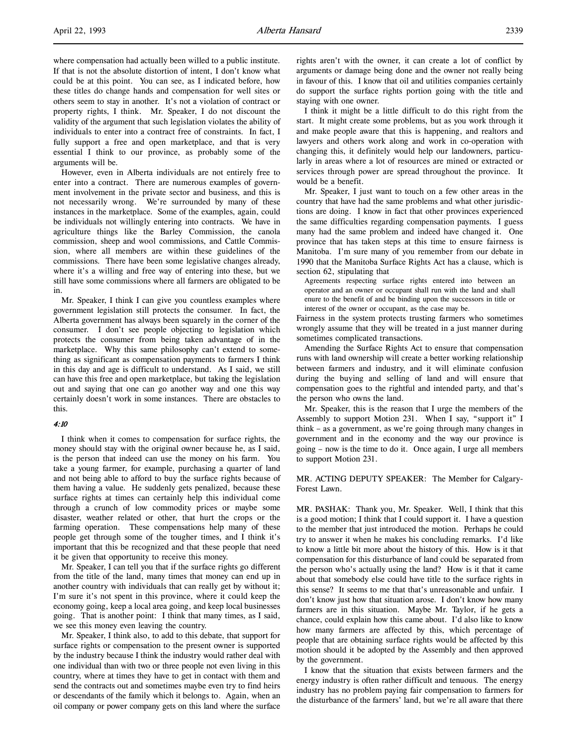where compensation had actually been willed to a public institute. If that is not the absolute distortion of intent, I don't know what could be at this point. You can see, as I indicated before, how these titles do change hands and compensation for well sites or others seem to stay in another. It's not a violation of contract or property rights, I think. Mr. Speaker, I do not discount the validity of the argument that such legislation violates the ability of individuals to enter into a contract free of constraints. In fact, I fully support a free and open marketplace, and that is very essential I think to our province, as probably some of the arguments will be.

However, even in Alberta individuals are not entirely free to enter into a contract. There are numerous examples of government involvement in the private sector and business, and this is not necessarily wrong. We're surrounded by many of these instances in the marketplace. Some of the examples, again, could be individuals not willingly entering into contracts. We have in agriculture things like the Barley Commission, the canola commission, sheep and wool commissions, and Cattle Commission, where all members are within these guidelines of the commissions. There have been some legislative changes already, where it's a willing and free way of entering into these, but we still have some commissions where all farmers are obligated to be in.

Mr. Speaker, I think I can give you countless examples where government legislation still protects the consumer. In fact, the Alberta government has always been squarely in the corner of the consumer. I don't see people objecting to legislation which protects the consumer from being taken advantage of in the marketplace. Why this same philosophy can't extend to something as significant as compensation payments to farmers I think in this day and age is difficult to understand. As I said, we still can have this free and open marketplace, but taking the legislation out and saying that one can go another way and one this way certainly doesn't work in some instances. There are obstacles to this.

*4:10*

I think when it comes to compensation for surface rights, the money should stay with the original owner because he, as I said, is the person that indeed can use the money on his farm. You take a young farmer, for example, purchasing a quarter of land and not being able to afford to buy the surface rights because of them having a value. He suddenly gets penalized, because these surface rights at times can certainly help this individual come through a crunch of low commodity prices or maybe some disaster, weather related or other, that hurt the crops or the farming operation. These compensations help many of these people get through some of the tougher times, and I think it's important that this be recognized and that these people that need it be given that opportunity to receive this money.

Mr. Speaker, I can tell you that if the surface rights go different from the title of the land, many times that money can end up in another country with individuals that can really get by without it; I'm sure it's not spent in this province, where it could keep the economy going, keep a local area going, and keep local businesses going. That is another point: I think that many times, as I said, we see this money even leaving the country.

Mr. Speaker, I think also, to add to this debate, that support for surface rights or compensation to the present owner is supported by the industry because I think the industry would rather deal with one individual than with two or three people not even living in this country, where at times they have to get in contact with them and send the contracts out and sometimes maybe even try to find heirs or descendants of the family which it belongs to. Again, when an oil company or power company gets on this land where the surface rights aren't with the owner, it can create a lot of conflict by arguments or damage being done and the owner not really being in favour of this. I know that oil and utilities companies certainly do support the surface rights portion going with the title and staying with one owner.

I think it might be a little difficult to do this right from the start. It might create some problems, but as you work through it and make people aware that this is happening, and realtors and lawyers and others work along and work in co-operation with changing this, it definitely would help our landowners, particularly in areas where a lot of resources are mined or extracted or services through power are spread throughout the province. It would be a benefit.

Mr. Speaker, I just want to touch on a few other areas in the country that have had the same problems and what other jurisdictions are doing. I know in fact that other provinces experienced the same difficulties regarding compensation payments. I guess many had the same problem and indeed have changed it. One province that has taken steps at this time to ensure fairness is Manitoba. I'm sure many of you remember from our debate in 1990 that the Manitoba Surface Rights Act has a clause, which is section 62, stipulating that

> Agreements respecting surface rights entered into between an operator and an owner or occupant shall run with the land and shall enure to the benefit of and be binding upon the successors in title or interest of the owner or occupant, as the case may be.

Fairness in the system protects trusting farmers who sometimes wrongly assume that they will be treated in a just manner during sometimes complicated transactions.

Amending the Surface Rights Act to ensure that compensation runs with land ownership will create a better working relationship between farmers and industry, and it will eliminate confusion during the buying and selling of land and will ensure that compensation goes to the rightful and intended party, and that's the person who owns the land.

Mr. Speaker, this is the reason that I urge the members of the Assembly to support Motion 231. When I say, "support it" I think – as a government, as we're going through many changes in government and in the economy and the way our province is going – now is the time to do it. Once again, I urge all members to support Motion 231.

MR. ACTING DEPUTY SPEAKER: The Member for Calgary-Forest Lawn.

MR. PASHAK: Thank you, Mr. Speaker. Well, I think that this is a good motion; I think that I could support it. I have a question to the member that just introduced the motion. Perhaps he could try to answer it when he makes his concluding remarks. I'd like to know a little bit more about the history of this. How is it that compensation for this disturbance of land could be separated from the person who's actually using the land? How is it that it came about that somebody else could have title to the surface rights in this sense? It seems to me that that's unreasonable and unfair. I don't know just how that situation arose. I don't know how many farmers are in this situation. Maybe Mr. Taylor, if he gets a chance, could explain how this came about. I'd also like to know how many farmers are affected by this, which percentage of people that are obtaining surface rights would be affected by this motion should it be adopted by the Assembly and then approved by the government.

I know that the situation that exists between farmers and the energy industry is often rather difficult and tenuous. The energy industry has no problem paying fair compensation to farmers for the disturbance of the farmers' land, but we're all aware that there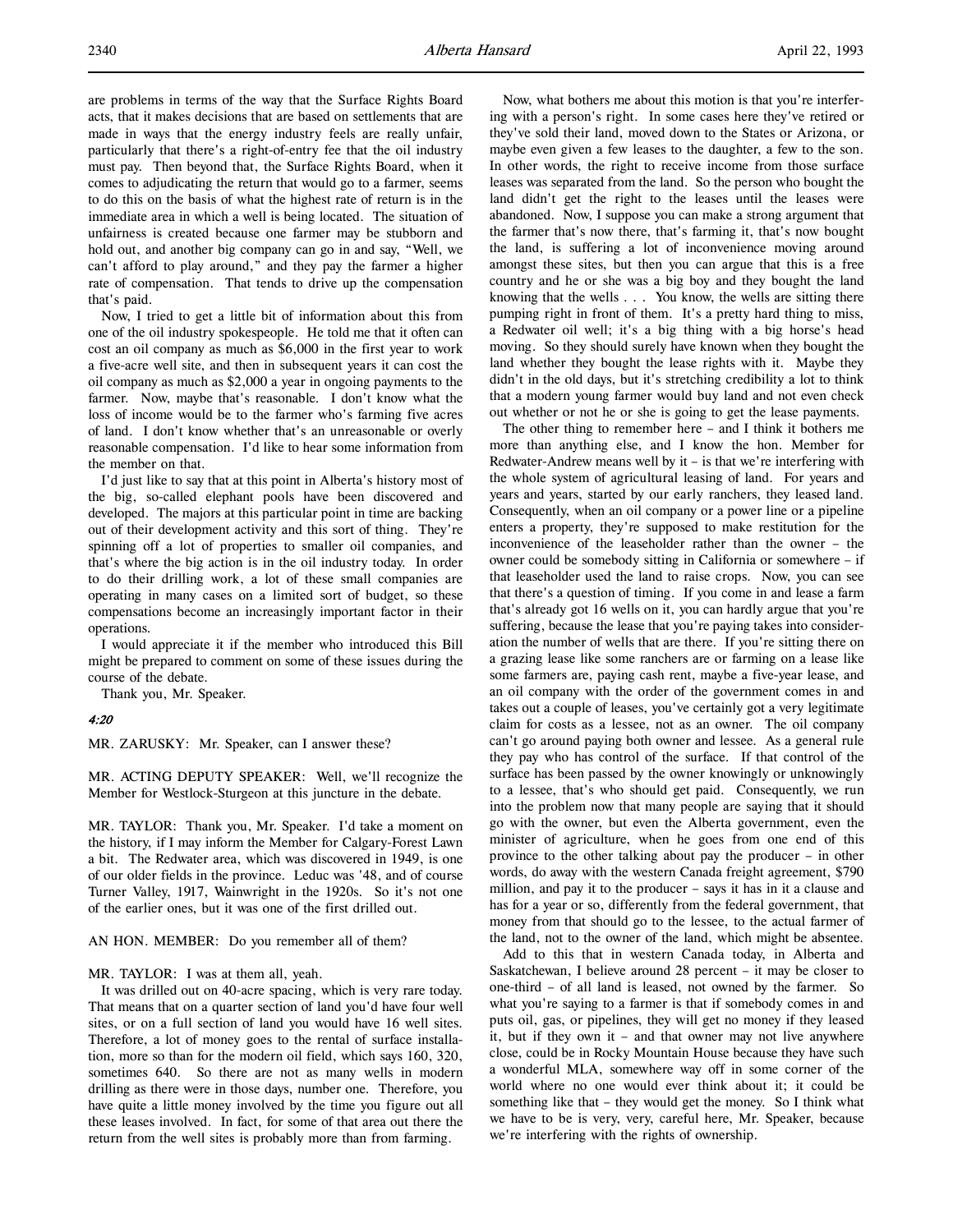are problems in terms of the way that the Surface Rights Board acts, that it makes decisions that are based on settlements that are made in ways that the energy industry feels are really unfair, particularly that there's a right-of-entry fee that the oil industry must pay. Then beyond that, the Surface Rights Board, when it comes to adjudicating the return that would go to a farmer, seems to do this on the basis of what the highest rate of return is in the immediate area in which a well is being located. The situation of unfairness is created because one farmer may be stubborn and hold out, and another big company can go in and say, "Well, we can't afford to play around," and they pay the farmer a higher rate of compensation. That tends to drive up the compensation that's paid.

Now, I tried to get a little bit of information about this from one of the oil industry spokespeople. He told me that it often can cost an oil company as much as $6,000 in the first year to work a five-acre well site, and then in subsequent years it can cost the oil company as much as $2,000 a year in ongoing payments to the farmer. Now, maybe that's reasonable. I don't know what the loss of income would be to the farmer who's farming five acres of land. I don't know whether that's an unreasonable or overly reasonable compensation. I'd like to hear some information from the member on that.

I'd just like to say that at this point in Alberta's history most of the big, so-called elephant pools have been discovered and developed. The majors at this particular point in time are backing out of their development activity and this sort of thing. They're spinning off a lot of properties to smaller oil companies, and that's where the big action is in the oil industry today. In order to do their drilling work, a lot of these small companies are operating in many cases on a limited sort of budget, so these compensations become an increasingly important factor in their operations.

I would appreciate it if the member who introduced this Bill might be prepared to comment on some of these issues during the course of the debate.

Thank you, Mr. Speaker.

*4:20*

MR. ZARUSKY: Mr. Speaker, can I answer these?

MR. ACTING DEPUTY SPEAKER: Well, we'll recognize the Member for Westlock-Sturgeon at this juncture in the debate.

MR. TAYLOR: Thank you, Mr. Speaker. I'd take a moment on the history, if I may inform the Member for Calgary-Forest Lawn a bit. The Redwater area, which was discovered in 1949, is one of our older fields in the province. Leduc was '48, and of course Turner Valley, 1917, Wainwright in the 1920s. So it's not one of the earlier ones, but it was one of the first drilled out.

AN HON. MEMBER: Do you remember all of them?

MR. TAYLOR: I was at them all, yeah.

It was drilled out on 40-acre spacing, which is very rare today. That means that on a quarter section of land you'd have four well sites, or on a full section of land you would have 16 well sites. Therefore, a lot of money goes to the rental of surface installation, more so than for the modern oil field, which says 160, 320, sometimes 640. So there are not as many wells in modern drilling as there were in those days, number one. Therefore, you have quite a little money involved by the time you figure out all these leases involved. In fact, for some of that area out there the return from the well sites is probably more than from farming.

Now, what bothers me about this motion is that you're interfering with a person's right. In some cases here they've retired or they've sold their land, moved down to the States or Arizona, or maybe even given a few leases to the daughter, a few to the son. In other words, the right to receive income from those surface leases was separated from the land. So the person who bought the land didn't get the right to the leases until the leases were abandoned. Now, I suppose you can make a strong argument that the farmer that's now there, that's farming it, that's now bought the land, is suffering a lot of inconvenience moving around amongst these sites, but then you can argue that this is a free country and he or she was a big boy and they bought the land knowing that the wells . . . You know, the wells are sitting there pumping right in front of them. It's a pretty hard thing to miss, a Redwater oil well; it's a big thing with a big horse's head moving. So they should surely have known when they bought the land whether they bought the lease rights with it. Maybe they didn't in the old days, but it's stretching credibility a lot to think that a modern young farmer would buy land and not even check out whether or not he or she is going to get the lease payments.

The other thing to remember here – and I think it bothers me more than anything else, and I know the hon. Member for Redwater-Andrew means well by it – is that we're interfering with the whole system of agricultural leasing of land. For years and years and years, started by our early ranchers, they leased land. Consequently, when an oil company or a power line or a pipeline enters a property, they're supposed to make restitution for the inconvenience of the leaseholder rather than the owner – the owner could be somebody sitting in California or somewhere – if that leaseholder used the land to raise crops. Now, you can see that there's a question of timing. If you come in and lease a farm that's already got 16 wells on it, you can hardly argue that you're suffering, because the lease that you're paying takes into consideration the number of wells that are there. If you're sitting there on a grazing lease like some ranchers are or farming on a lease like some farmers are, paying cash rent, maybe a five-year lease, and an oil company with the order of the government comes in and takes out a couple of leases, you've certainly got a very legitimate claim for costs as a lessee, not as an owner. The oil company can't go around paying both owner and lessee. As a general rule they pay who has control of the surface. If that control of the surface has been passed by the owner knowingly or unknowingly to a lessee, that's who should get paid. Consequently, we run into the problem now that many people are saying that it should go with the owner, but even the Alberta government, even the minister of agriculture, when he goes from one end of this province to the other talking about pay the producer – in other words, do away with the western Canada freight agreement, $790 million, and pay it to the producer – says it has in it a clause and has for a year or so, differently from the federal government, that money from that should go to the lessee, to the actual farmer of the land, not to the owner of the land, which might be absentee.

Add to this that in western Canada today, in Alberta and Saskatchewan, I believe around 28 percent – it may be closer to one-third – of all land is leased, not owned by the farmer. So what you're saying to a farmer is that if somebody comes in and puts oil, gas, or pipelines, they will get no money if they leased it, but if they own it – and that owner may not live anywhere close, could be in Rocky Mountain House because they have such a wonderful MLA, somewhere way off in some corner of the world where no one would ever think about it; it could be something like that – they would get the money. So I think what we have to be is very, very, careful here, Mr. Speaker, because we're interfering with the rights of ownership.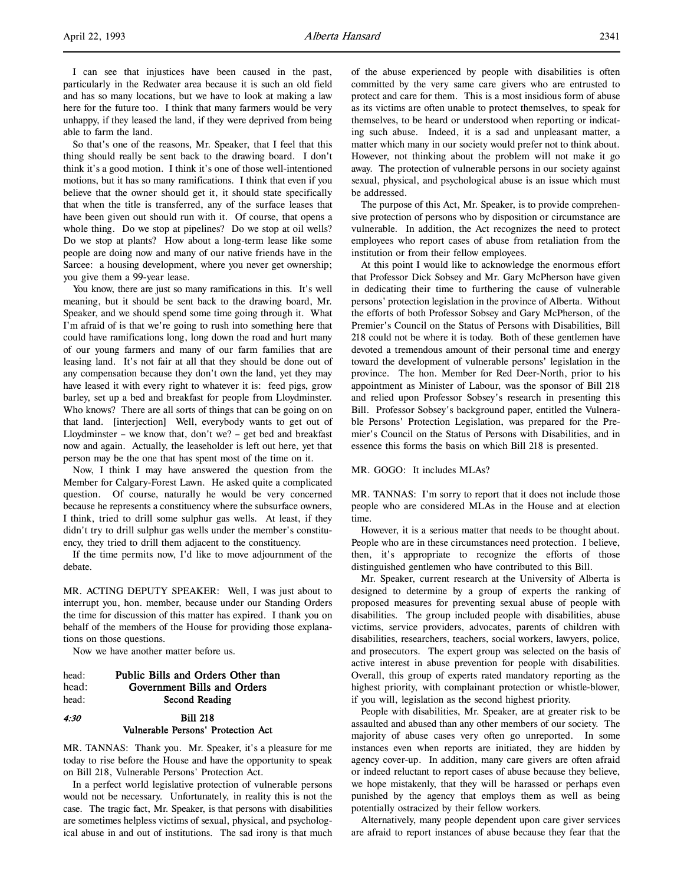I can see that injustices have been caused in the past, particularly in the Redwater area because it is such an old field and has so many locations, but we have to look at making a law here for the future too. I think that many farmers would be very unhappy, if they leased the land, if they were deprived from being able to farm the land.

So that's one of the reasons, Mr. Speaker, that I feel that this thing should really be sent back to the drawing board. I don't think it's a good motion. I think it's one of those well-intentioned motions, but it has so many ramifications. I think that even if you believe that the owner should get it, it should state specifically that when the title is transferred, any of the surface leases that have been given out should run with it. Of course, that opens a whole thing. Do we stop at pipelines? Do we stop at oil wells? Do we stop at plants? How about a long-term lease like some people are doing now and many of our native friends have in the Sarcee: a housing development, where you never get ownership; you give them a 99-year lease.

You know, there are just so many ramifications in this. It's well meaning, but it should be sent back to the drawing board, Mr. Speaker, and we should spend some time going through it. What I'm afraid of is that we're going to rush into something here that could have ramifications long, long down the road and hurt many of our young farmers and many of our farm families that are leasing land. It's not fair at all that they should be done out of any compensation because they don't own the land, yet they may have leased it with every right to whatever it is: feed pigs, grow barley, set up a bed and breakfast for people from Lloydminster. Who knows? There are all sorts of things that can be going on on that land. [interjection] Well, everybody wants to get out of Lloydminster – we know that, don't we? – get bed and breakfast now and again. Actually, the leaseholder is left out here, yet that person may be the one that has spent most of the time on it.

Now, I think I may have answered the question from the Member for Calgary-Forest Lawn. He asked quite a complicated question. Of course, naturally he would be very concerned because he represents a constituency where the subsurface owners, I think, tried to drill some sulphur gas wells. At least, if they didn't try to drill sulphur gas wells under the member's constituency, they tried to drill them adjacent to the constituency.

If the time permits now, I'd like to move adjournment of the debate.

MR. ACTING DEPUTY SPEAKER: Well, I was just about to interrupt you, hon. member, because under our Standing Orders the time for discussion of this matter has expired. I thank you on behalf of the members of the House for providing those explanations on those questions.

Now we have another matter before us.

head: **Public Bills and Orders Other than**
head: **Government Bills and Orders**
head: **Second Reading**

*4:30* **Bill 218**
**Vulnerable Persons' Protection Act**

MR. TANNAS: Thank you. Mr. Speaker, it's a pleasure for me today to rise before the House and have the opportunity to speak on Bill 218, Vulnerable Persons' Protection Act.

In a perfect world legislative protection of vulnerable persons would not be necessary. Unfortunately, in reality this is not the case. The tragic fact, Mr. Speaker, is that persons with disabilities are sometimes helpless victims of sexual, physical, and psychological abuse in and out of institutions. The sad irony is that much of the abuse experienced by people with disabilities is often committed by the very same care givers who are entrusted to protect and care for them. This is a most insidious form of abuse as its victims are often unable to protect themselves, to speak for themselves, to be heard or understood when reporting or indicating such abuse. Indeed, it is a sad and unpleasant matter, a matter which many in our society would prefer not to think about. However, not thinking about the problem will not make it go away. The protection of vulnerable persons in our society against sexual, physical, and psychological abuse is an issue which must be addressed.

The purpose of this Act, Mr. Speaker, is to provide comprehensive protection of persons who by disposition or circumstance are vulnerable. In addition, the Act recognizes the need to protect employees who report cases of abuse from retaliation from the institution or from their fellow employees.

At this point I would like to acknowledge the enormous effort that Professor Dick Sobsey and Mr. Gary McPherson have given in dedicating their time to furthering the cause of vulnerable persons' protection legislation in the province of Alberta. Without the efforts of both Professor Sobsey and Gary McPherson, of the Premier's Council on the Status of Persons with Disabilities, Bill 218 could not be where it is today. Both of these gentlemen have devoted a tremendous amount of their personal time and energy toward the development of vulnerable persons' legislation in the province. The hon. Member for Red Deer-North, prior to his appointment as Minister of Labour, was the sponsor of Bill 218 and relied upon Professor Sobsey's research in presenting this Bill. Professor Sobsey's background paper, entitled the Vulnerable Persons' Protection Legislation, was prepared for the Premier's Council on the Status of Persons with Disabilities, and in essence this forms the basis on which Bill 218 is presented.

MR. GOGO: It includes MLAs?

MR. TANNAS: I'm sorry to report that it does not include those people who are considered MLAs in the House and at election time.

However, it is a serious matter that needs to be thought about. People who are in these circumstances need protection. I believe, then, it's appropriate to recognize the efforts of those distinguished gentlemen who have contributed to this Bill.

Mr. Speaker, current research at the University of Alberta is designed to determine by a group of experts the ranking of proposed measures for preventing sexual abuse of people with disabilities. The group included people with disabilities, abuse victims, service providers, advocates, parents of children with disabilities, researchers, teachers, social workers, lawyers, police, and prosecutors. The expert group was selected on the basis of active interest in abuse prevention for people with disabilities. Overall, this group of experts rated mandatory reporting as the highest priority, with complainant protection or whistle-blower, if you will, legislation as the second highest priority.

People with disabilities, Mr. Speaker, are at greater risk to be assaulted and abused than any other members of our society. The majority of abuse cases very often go unreported. In some instances even when reports are initiated, they are hidden by agency cover-up. In addition, many care givers are often afraid or indeed reluctant to report cases of abuse because they believe, we hope mistakenly, that they will be harassed or perhaps even punished by the agency that employs them as well as being potentially ostracized by their fellow workers.

Alternatively, many people dependent upon care giver services are afraid to report instances of abuse because they fear that the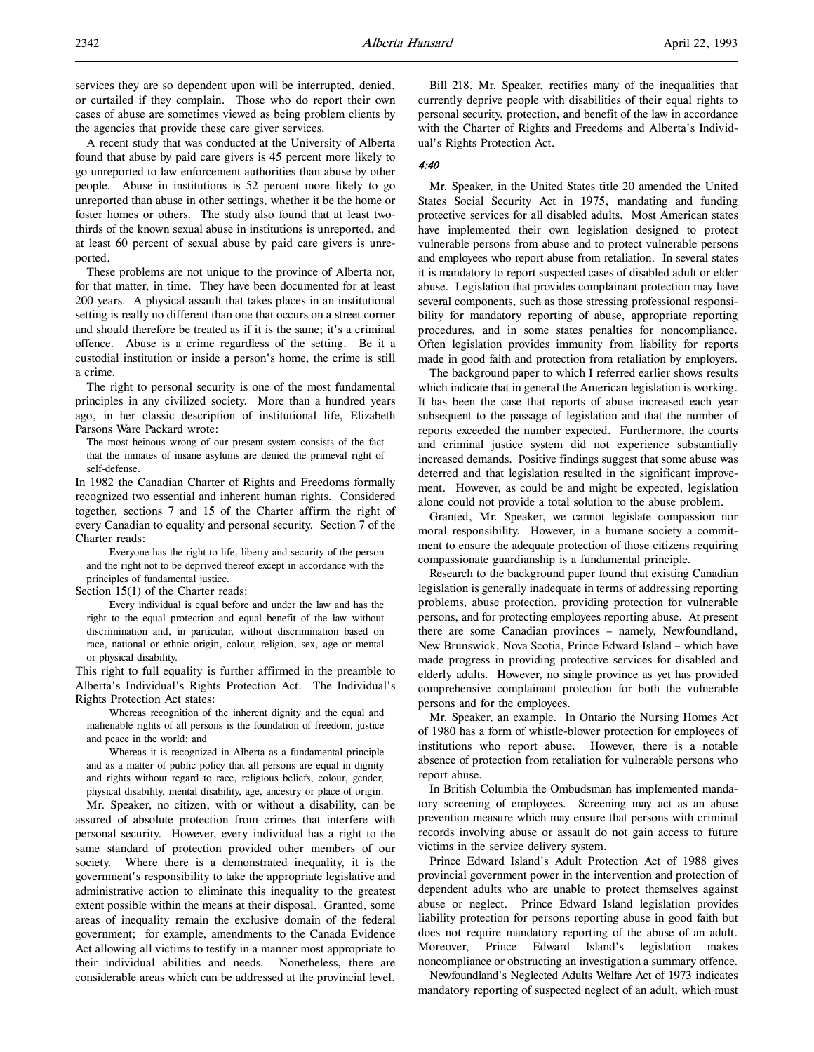services they are so dependent upon will be interrupted, denied, or curtailed if they complain. Those who do report their own cases of abuse are sometimes viewed as being problem clients by the agencies that provide these care giver services.

A recent study that was conducted at the University of Alberta found that abuse by paid care givers is 45 percent more likely to go unreported to law enforcement authorities than abuse by other people. Abuse in institutions is 52 percent more likely to go unreported than abuse in other settings, whether it be the home or foster homes or others. The study also found that at least two-thirds of the known sexual abuse in institutions is unreported, and at least 60 percent of sexual abuse by paid care givers is unreported.

These problems are not unique to the province of Alberta nor, for that matter, in time. They have been documented for at least 200 years. A physical assault that takes places in an institutional setting is really no different than one that occurs on a street corner and should therefore be treated as if it is the same; it's a criminal offence. Abuse is a crime regardless of the setting. Be it a custodial institution or inside a person's home, the crime is still a crime.

The right to personal security is one of the most fundamental principles in any civilized society. More than a hundred years ago, in her classic description of institutional life, Elizabeth Parsons Ware Packard wrote:

> The most heinous wrong of our present system consists of the fact that the inmates of insane asylums are denied the primeval right of self-defense.

In 1982 the Canadian Charter of Rights and Freedoms formally recognized two essential and inherent human rights. Considered together, sections 7 and 15 of the Charter affirm the right of every Canadian to equality and personal security. Section 7 of the Charter reads:

> Everyone has the right to life, liberty and security of the person and the right not to be deprived thereof except in accordance with the principles of fundamental justice.

Section 15(1) of the Charter reads:

> Every individual is equal before and under the law and has the right to the equal protection and equal benefit of the law without discrimination and, in particular, without discrimination based on race, national or ethnic origin, colour, religion, sex, age or mental or physical disability.

This right to full equality is further affirmed in the preamble to Alberta's Individual's Rights Protection Act. The Individual's Rights Protection Act states:

> Whereas recognition of the inherent dignity and the equal and inalienable rights of all persons is the foundation of freedom, justice and peace in the world; and
>
> Whereas it is recognized in Alberta as a fundamental principle and as a matter of public policy that all persons are equal in dignity and rights without regard to race, religious beliefs, colour, gender, physical disability, mental disability, age, ancestry or place of origin.

Mr. Speaker, no citizen, with or without a disability, can be assured of absolute protection from crimes that interfere with personal security. However, every individual has a right to the same standard of protection provided other members of our society. Where there is a demonstrated inequality, it is the government's responsibility to take the appropriate legislative and administrative action to eliminate this inequality to the greatest extent possible within the means at their disposal. Granted, some areas of inequality remain the exclusive domain of the federal government; for example, amendments to the Canada Evidence Act allowing all victims to testify in a manner most appropriate to their individual abilities and needs. Nonetheless, there are considerable areas which can be addressed at the provincial level.

Bill 218, Mr. Speaker, rectifies many of the inequalities that currently deprive people with disabilities of their equal rights to personal security, protection, and benefit of the law in accordance with the Charter of Rights and Freedoms and Alberta's Individual's Rights Protection Act.

*4:40*

Mr. Speaker, in the United States title 20 amended the United States Social Security Act in 1975, mandating and funding protective services for all disabled adults. Most American states have implemented their own legislation designed to protect vulnerable persons from abuse and to protect vulnerable persons and employees who report abuse from retaliation. In several states it is mandatory to report suspected cases of disabled adult or elder abuse. Legislation that provides complainant protection may have several components, such as those stressing professional responsibility for mandatory reporting of abuse, appropriate reporting procedures, and in some states penalties for noncompliance. Often legislation provides immunity from liability for reports made in good faith and protection from retaliation by employers.

The background paper to which I referred earlier shows results which indicate that in general the American legislation is working. It has been the case that reports of abuse increased each year subsequent to the passage of legislation and that the number of reports exceeded the number expected. Furthermore, the courts and criminal justice system did not experience substantially increased demands. Positive findings suggest that some abuse was deterred and that legislation resulted in the significant improvement. However, as could be and might be expected, legislation alone could not provide a total solution to the abuse problem.

Granted, Mr. Speaker, we cannot legislate compassion nor moral responsibility. However, in a humane society a commitment to ensure the adequate protection of those citizens requiring compassionate guardianship is a fundamental principle.

Research to the background paper found that existing Canadian legislation is generally inadequate in terms of addressing reporting problems, abuse protection, providing protection for vulnerable persons, and for protecting employees reporting abuse. At present there are some Canadian provinces – namely, Newfoundland, New Brunswick, Nova Scotia, Prince Edward Island – which have made progress in providing protective services for disabled and elderly adults. However, no single province as yet has provided comprehensive complainant protection for both the vulnerable persons and for the employees.

Mr. Speaker, an example. In Ontario the Nursing Homes Act of 1980 has a form of whistle-blower protection for employees of institutions who report abuse. However, there is a notable absence of protection from retaliation for vulnerable persons who report abuse.

In British Columbia the Ombudsman has implemented mandatory screening of employees. Screening may act as an abuse prevention measure which may ensure that persons with criminal records involving abuse or assault do not gain access to future victims in the service delivery system.

Prince Edward Island's Adult Protection Act of 1988 gives provincial government power in the intervention and protection of dependent adults who are unable to protect themselves against abuse or neglect. Prince Edward Island legislation provides liability protection for persons reporting abuse in good faith but does not require mandatory reporting of the abuse of an adult. Moreover, Prince Edward Island's legislation makes noncompliance or obstructing an investigation a summary offence.

Newfoundland's Neglected Adults Welfare Act of 1973 indicates mandatory reporting of suspected neglect of an adult, which must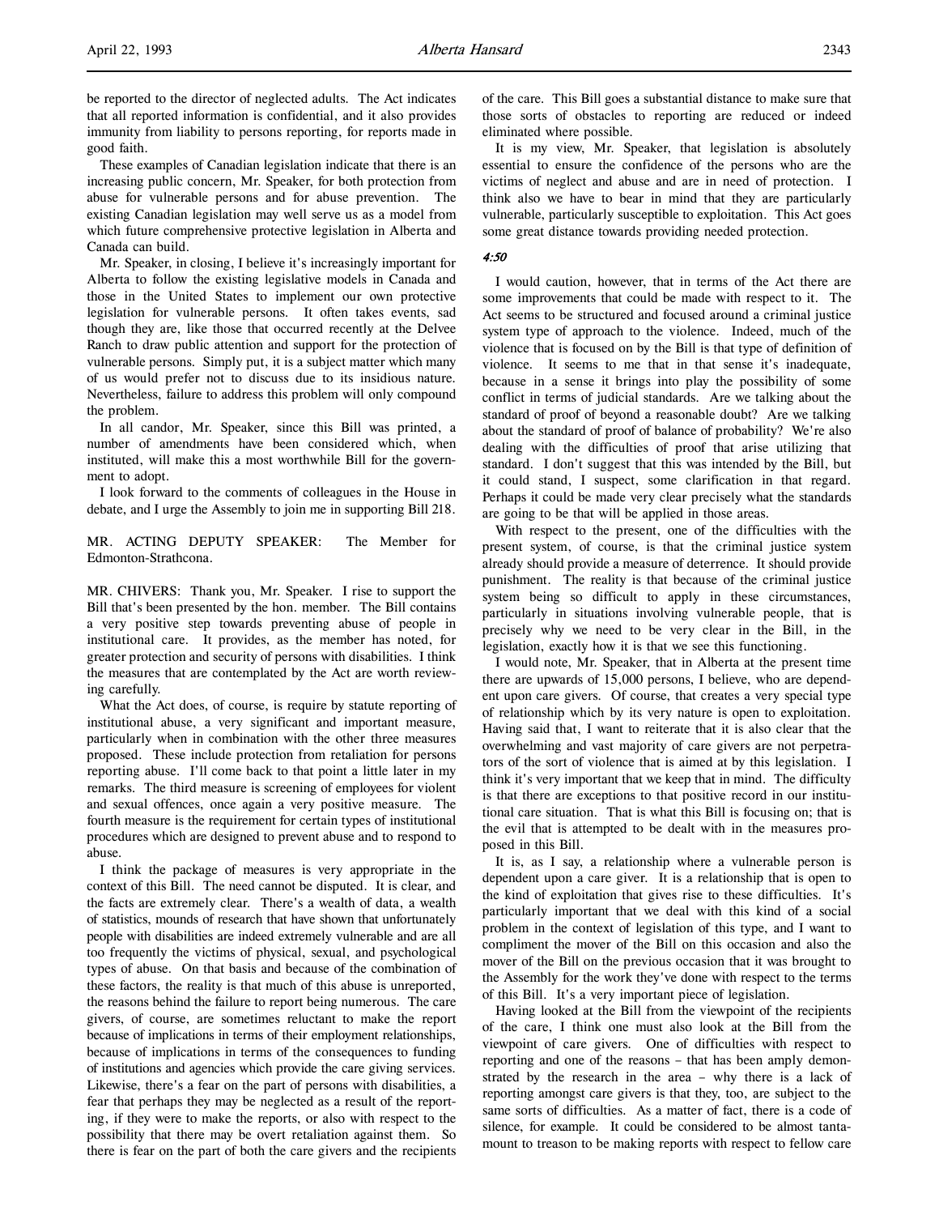be reported to the director of neglected adults. The Act indicates that all reported information is confidential, and it also provides immunity from liability to persons reporting, for reports made in good faith.

These examples of Canadian legislation indicate that there is an increasing public concern, Mr. Speaker, for both protection from abuse for vulnerable persons and for abuse prevention. The existing Canadian legislation may well serve us as a model from which future comprehensive protective legislation in Alberta and Canada can build.

Mr. Speaker, in closing, I believe it's increasingly important for Alberta to follow the existing legislative models in Canada and those in the United States to implement our own protective legislation for vulnerable persons. It often takes events, sad though they are, like those that occurred recently at the Delvee Ranch to draw public attention and support for the protection of vulnerable persons. Simply put, it is a subject matter which many of us would prefer not to discuss due to its insidious nature. Nevertheless, failure to address this problem will only compound the problem.

In all candor, Mr. Speaker, since this Bill was printed, a number of amendments have been considered which, when instituted, will make this a most worthwhile Bill for the government to adopt.

I look forward to the comments of colleagues in the House in debate, and I urge the Assembly to join me in supporting Bill 218.

MR. ACTING DEPUTY SPEAKER: The Member for Edmonton-Strathcona.

MR. CHIVERS: Thank you, Mr. Speaker. I rise to support the Bill that's been presented by the hon. member. The Bill contains a very positive step towards preventing abuse of people in institutional care. It provides, as the member has noted, for greater protection and security of persons with disabilities. I think the measures that are contemplated by the Act are worth reviewing carefully.

What the Act does, of course, is require by statute reporting of institutional abuse, a very significant and important measure, particularly when in combination with the other three measures proposed. These include protection from retaliation for persons reporting abuse. I'll come back to that point a little later in my remarks. The third measure is screening of employees for violent and sexual offences, once again a very positive measure. The fourth measure is the requirement for certain types of institutional procedures which are designed to prevent abuse and to respond to abuse.

I think the package of measures is very appropriate in the context of this Bill. The need cannot be disputed. It is clear, and the facts are extremely clear. There's a wealth of data, a wealth of statistics, mounds of research that have shown that unfortunately people with disabilities are indeed extremely vulnerable and are all too frequently the victims of physical, sexual, and psychological types of abuse. On that basis and because of the combination of these factors, the reality is that much of this abuse is unreported, the reasons behind the failure to report being numerous. The care givers, of course, are sometimes reluctant to make the report because of implications in terms of their employment relationships, because of implications in terms of the consequences to funding of institutions and agencies which provide the care giving services. Likewise, there's a fear on the part of persons with disabilities, a fear that perhaps they may be neglected as a result of the reporting, if they were to make the reports, or also with respect to the possibility that there may be overt retaliation against them. So there is fear on the part of both the care givers and the recipients of the care. This Bill goes a substantial distance to make sure that those sorts of obstacles to reporting are reduced or indeed eliminated where possible.

It is my view, Mr. Speaker, that legislation is absolutely essential to ensure the confidence of the persons who are the victims of neglect and abuse and are in need of protection. I think also we have to bear in mind that they are particularly vulnerable, particularly susceptible to exploitation. This Act goes some great distance towards providing needed protection.

*4:50*

I would caution, however, that in terms of the Act there are some improvements that could be made with respect to it. The Act seems to be structured and focused around a criminal justice system type of approach to the violence. Indeed, much of the violence that is focused on by the Bill is that type of definition of violence. It seems to me that in that sense it's inadequate, because in a sense it brings into play the possibility of some conflict in terms of judicial standards. Are we talking about the standard of proof of beyond a reasonable doubt? Are we talking about the standard of proof of balance of probability? We're also dealing with the difficulties of proof that arise utilizing that standard. I don't suggest that this was intended by the Bill, but it could stand, I suspect, some clarification in that regard. Perhaps it could be made very clear precisely what the standards are going to be that will be applied in those areas.

With respect to the present, one of the difficulties with the present system, of course, is that the criminal justice system already should provide a measure of deterrence. It should provide punishment. The reality is that because of the criminal justice system being so difficult to apply in these circumstances, particularly in situations involving vulnerable people, that is precisely why we need to be very clear in the Bill, in the legislation, exactly how it is that we see this functioning.

I would note, Mr. Speaker, that in Alberta at the present time there are upwards of 15,000 persons, I believe, who are dependent upon care givers. Of course, that creates a very special type of relationship which by its very nature is open to exploitation. Having said that, I want to reiterate that it is also clear that the overwhelming and vast majority of care givers are not perpetrators of the sort of violence that is aimed at by this legislation. I think it's very important that we keep that in mind. The difficulty is that there are exceptions to that positive record in our institutional care situation. That is what this Bill is focusing on; that is the evil that is attempted to be dealt with in the measures proposed in this Bill.

It is, as I say, a relationship where a vulnerable person is dependent upon a care giver. It is a relationship that is open to the kind of exploitation that gives rise to these difficulties. It's particularly important that we deal with this kind of a social problem in the context of legislation of this type, and I want to compliment the mover of the Bill on this occasion and also the mover of the Bill on the previous occasion that it was brought to the Assembly for the work they've done with respect to the terms of this Bill. It's a very important piece of legislation.

Having looked at the Bill from the viewpoint of the recipients of the care, I think one must also look at the Bill from the viewpoint of care givers. One of difficulties with respect to reporting and one of the reasons – that has been amply demonstrated by the research in the area – why there is a lack of reporting amongst care givers is that they, too, are subject to the same sorts of difficulties. As a matter of fact, there is a code of silence, for example. It could be considered to be almost tantamount to treason to be making reports with respect to fellow care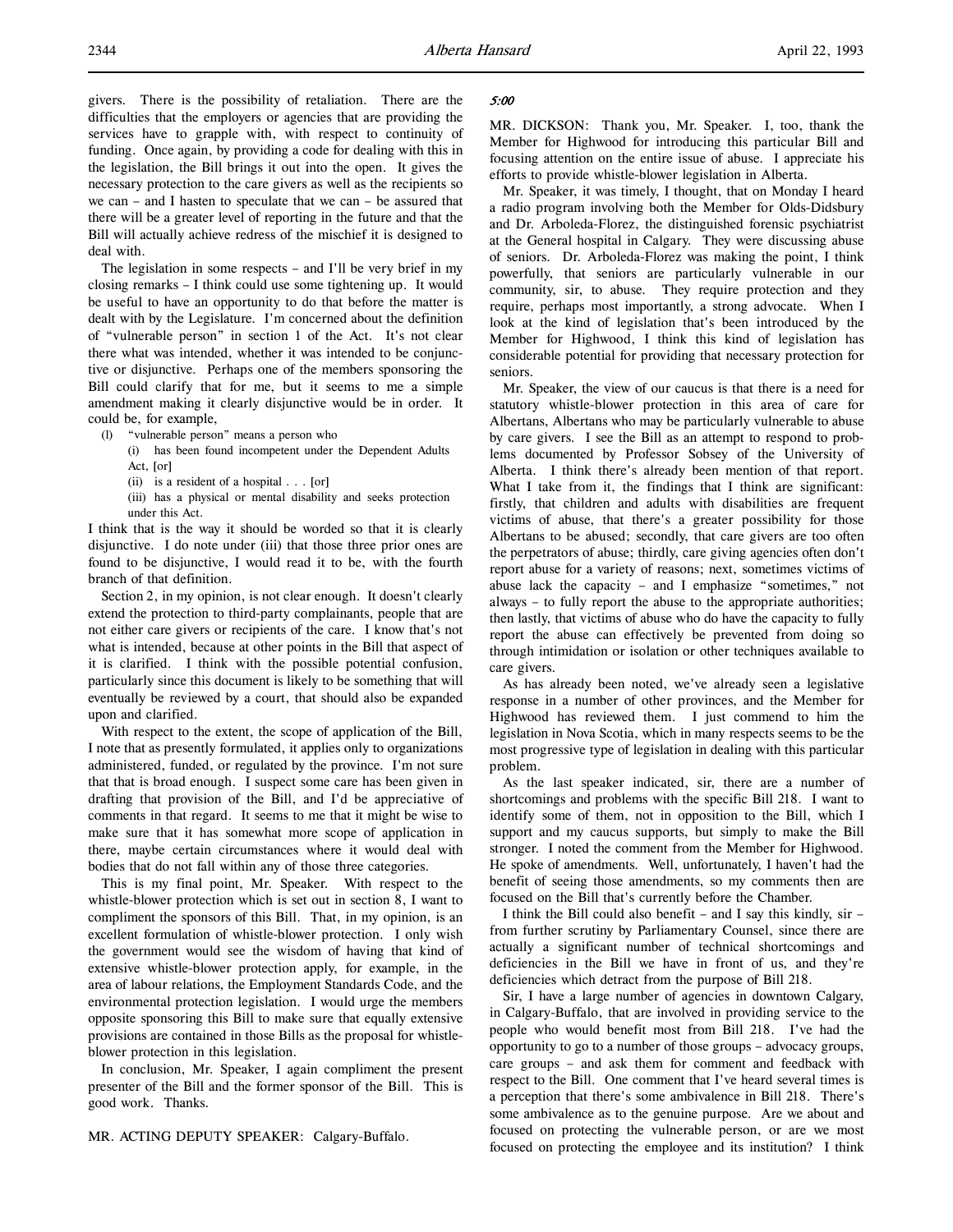givers. There is the possibility of retaliation. There are the difficulties that the employers or agencies that are providing the services have to grapple with, with respect to continuity of funding. Once again, by providing a code for dealing with this in the legislation, the Bill brings it out into the open. It gives the necessary protection to the care givers as well as the recipients so we can – and I hasten to speculate that we can – be assured that there will be a greater level of reporting in the future and that the Bill will actually achieve redress of the mischief it is designed to deal with.

The legislation in some respects – and I'll be very brief in my closing remarks – I think could use some tightening up. It would be useful to have an opportunity to do that before the matter is dealt with by the Legislature. I'm concerned about the definition of "vulnerable person" in section 1 of the Act. It's not clear there what was intended, whether it was intended to be conjunctive or disjunctive. Perhaps one of the members sponsoring the Bill could clarify that for me, but it seems to me a simple amendment making it clearly disjunctive would be in order. It could be, for example,

(l) "vulnerable person" means a person who
   (i) has been found incompetent under the Dependent Adults Act, [or]
   (ii) is a resident of a hospital . . . [or]
   (iii) has a physical or mental disability and seeks protection under this Act.

I think that is the way it should be worded so that it is clearly disjunctive. I do note under (iii) that those three prior ones are found to be disjunctive, I would read it to be, with the fourth branch of that definition.

Section 2, in my opinion, is not clear enough. It doesn't clearly extend the protection to third-party complainants, people that are not either care givers or recipients of the care. I know that's not what is intended, because at other points in the Bill that aspect of it is clarified. I think with the possible potential confusion, particularly since this document is likely to be something that will eventually be reviewed by a court, that should also be expanded upon and clarified.

With respect to the extent, the scope of application of the Bill, I note that as presently formulated, it applies only to organizations administered, funded, or regulated by the province. I'm not sure that that is broad enough. I suspect some care has been given in drafting that provision of the Bill, and I'd be appreciative of comments in that regard. It seems to me that it might be wise to make sure that it has somewhat more scope of application in there, maybe certain circumstances where it would deal with bodies that do not fall within any of those three categories.

This is my final point, Mr. Speaker. With respect to the whistle-blower protection which is set out in section 8, I want to compliment the sponsors of this Bill. That, in my opinion, is an excellent formulation of whistle-blower protection. I only wish the government would see the wisdom of having that kind of extensive whistle-blower protection apply, for example, in the area of labour relations, the Employment Standards Code, and the environmental protection legislation. I would urge the members opposite sponsoring this Bill to make sure that equally extensive provisions are contained in those Bills as the proposal for whistle-blower protection in this legislation.

In conclusion, Mr. Speaker, I again compliment the present presenter of the Bill and the former sponsor of the Bill. This is good work. Thanks.

MR. ACTING DEPUTY SPEAKER: Calgary-Buffalo.

*5:00*

MR. DICKSON: Thank you, Mr. Speaker. I, too, thank the Member for Highwood for introducing this particular Bill and focusing attention on the entire issue of abuse. I appreciate his efforts to provide whistle-blower legislation in Alberta.

Mr. Speaker, it was timely, I thought, that on Monday I heard a radio program involving both the Member for Olds-Didsbury and Dr. Arboleda-Florez, the distinguished forensic psychiatrist at the General hospital in Calgary. They were discussing abuse of seniors. Dr. Arboleda-Florez was making the point, I think powerfully, that seniors are particularly vulnerable in our community, sir, to abuse. They require protection and they require, perhaps most importantly, a strong advocate. When I look at the kind of legislation that's been introduced by the Member for Highwood, I think this kind of legislation has considerable potential for providing that necessary protection for seniors.

Mr. Speaker, the view of our caucus is that there is a need for statutory whistle-blower protection in this area of care for Albertans, Albertans who may be particularly vulnerable to abuse by care givers. I see the Bill as an attempt to respond to problems documented by Professor Sobsey of the University of Alberta. I think there's already been mention of that report. What I take from it, the findings that I think are significant: firstly, that children and adults with disabilities are frequent victims of abuse, that there's a greater possibility for those Albertans to be abused; secondly, that care givers are too often the perpetrators of abuse; thirdly, care giving agencies often don't report abuse for a variety of reasons; next, sometimes victims of abuse lack the capacity – and I emphasize "sometimes," not always – to fully report the abuse to the appropriate authorities; then lastly, that victims of abuse who do have the capacity to fully report the abuse can effectively be prevented from doing so through intimidation or isolation or other techniques available to care givers.

As has already been noted, we've already seen a legislative response in a number of other provinces, and the Member for Highwood has reviewed them. I just commend to him the legislation in Nova Scotia, which in many respects seems to be the most progressive type of legislation in dealing with this particular problem.

As the last speaker indicated, sir, there are a number of shortcomings and problems with the specific Bill 218. I want to identify some of them, not in opposition to the Bill, which I support and my caucus supports, but simply to make the Bill stronger. I noted the comment from the Member for Highwood. He spoke of amendments. Well, unfortunately, I haven't had the benefit of seeing those amendments, so my comments then are focused on the Bill that's currently before the Chamber.

I think the Bill could also benefit – and I say this kindly, sir – from further scrutiny by Parliamentary Counsel, since there are actually a significant number of technical shortcomings and deficiencies in the Bill we have in front of us, and they're deficiencies which detract from the purpose of Bill 218.

Sir, I have a large number of agencies in downtown Calgary, in Calgary-Buffalo, that are involved in providing service to the people who would benefit most from Bill 218. I've had the opportunity to go to a number of those groups – advocacy groups, care groups – and ask them for comment and feedback with respect to the Bill. One comment that I've heard several times is a perception that there's some ambivalence in Bill 218. There's some ambivalence as to the genuine purpose. Are we about and focused on protecting the vulnerable person, or are we most focused on protecting the employee and its institution? I think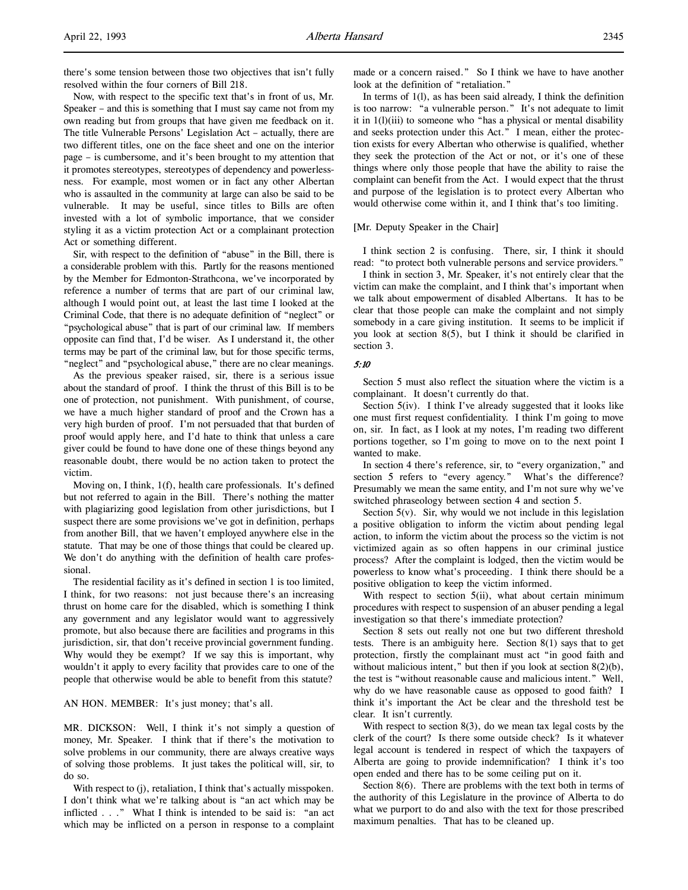there's some tension between those two objectives that isn't fully resolved within the four corners of Bill 218.

Now, with respect to the specific text that's in front of us, Mr. Speaker – and this is something that I must say came not from my own reading but from groups that have given me feedback on it. The title Vulnerable Persons' Legislation Act – actually, there are two different titles, one on the face sheet and one on the interior page – is cumbersome, and it's been brought to my attention that it promotes stereotypes, stereotypes of dependency and powerlessness. For example, most women or in fact any other Albertan who is assaulted in the community at large can also be said to be vulnerable. It may be useful, since titles to Bills are often invested with a lot of symbolic importance, that we consider styling it as a victim protection Act or a complainant protection Act or something different.

Sir, with respect to the definition of "abuse" in the Bill, there is a considerable problem with this. Partly for the reasons mentioned by the Member for Edmonton-Strathcona, we've incorporated by reference a number of terms that are part of our criminal law, although I would point out, at least the last time I looked at the Criminal Code, that there is no adequate definition of "neglect" or "psychological abuse" that is part of our criminal law. If members opposite can find that, I'd be wiser. As I understand it, the other terms may be part of the criminal law, but for those specific terms, "neglect" and "psychological abuse," there are no clear meanings.

As the previous speaker raised, sir, there is a serious issue about the standard of proof. I think the thrust of this Bill is to be one of protection, not punishment. With punishment, of course, we have a much higher standard of proof and the Crown has a very high burden of proof. I'm not persuaded that that burden of proof would apply here, and I'd hate to think that unless a care giver could be found to have done one of these things beyond any reasonable doubt, there would be no action taken to protect the victim.

Moving on, I think, 1(f), health care professionals. It's defined but not referred to again in the Bill. There's nothing the matter with plagiarizing good legislation from other jurisdictions, but I suspect there are some provisions we've got in definition, perhaps from another Bill, that we haven't employed anywhere else in the statute. That may be one of those things that could be cleared up. We don't do anything with the definition of health care professional.

The residential facility as it's defined in section 1 is too limited, I think, for two reasons: not just because there's an increasing thrust on home care for the disabled, which is something I think any government and any legislator would want to aggressively promote, but also because there are facilities and programs in this jurisdiction, sir, that don't receive provincial government funding. Why would they be exempt? If we say this is important, why wouldn't it apply to every facility that provides care to one of the people that otherwise would be able to benefit from this statute?

AN HON. MEMBER: It's just money; that's all.

MR. DICKSON: Well, I think it's not simply a question of money, Mr. Speaker. I think that if there's the motivation to solve problems in our community, there are always creative ways of solving those problems. It just takes the political will, sir, to do so.

With respect to (j), retaliation, I think that's actually misspoken. I don't think what we're talking about is "an act which may be inflicted . . ." What I think is intended to be said is: "an act which may be inflicted on a person in response to a complaint made or a concern raised." So I think we have to have another look at the definition of "retaliation."

In terms of 1(l), as has been said already, I think the definition is too narrow: "a vulnerable person." It's not adequate to limit it in 1(l)(iii) to someone who "has a physical or mental disability and seeks protection under this Act." I mean, either the protection exists for every Albertan who otherwise is qualified, whether they seek the protection of the Act or not, or it's one of these things where only those people that have the ability to raise the complaint can benefit from the Act. I would expect that the thrust and purpose of the legislation is to protect every Albertan who would otherwise come within it, and I think that's too limiting.

[Mr. Deputy Speaker in the Chair]

I think section 2 is confusing. There, sir, I think it should read: "to protect both vulnerable persons and service providers."

I think in section 3, Mr. Speaker, it's not entirely clear that the victim can make the complaint, and I think that's important when we talk about empowerment of disabled Albertans. It has to be clear that those people can make the complaint and not simply somebody in a care giving institution. It seems to be implicit if you look at section 8(5), but I think it should be clarified in section 3.

*5:10*

Section 5 must also reflect the situation where the victim is a complainant. It doesn't currently do that.

Section 5(iv). I think I've already suggested that it looks like one must first request confidentiality. I think I'm going to move on, sir. In fact, as I look at my notes, I'm reading two different portions together, so I'm going to move on to the next point I wanted to make.

In section 4 there's reference, sir, to "every organization," and section 5 refers to "every agency." What's the difference? Presumably we mean the same entity, and I'm not sure why we've switched phraseology between section 4 and section 5.

Section 5(v). Sir, why would we not include in this legislation a positive obligation to inform the victim about pending legal action, to inform the victim about the process so the victim is not victimized again as so often happens in our criminal justice process? After the complaint is lodged, then the victim would be powerless to know what's proceeding. I think there should be a positive obligation to keep the victim informed.

With respect to section 5(ii), what about certain minimum procedures with respect to suspension of an abuser pending a legal investigation so that there's immediate protection?

Section 8 sets out really not one but two different threshold tests. There is an ambiguity here. Section 8(1) says that to get protection, firstly the complainant must act "in good faith and without malicious intent," but then if you look at section 8(2)(b), the test is "without reasonable cause and malicious intent." Well, why do we have reasonable cause as opposed to good faith? I think it's important the Act be clear and the threshold test be clear. It isn't currently.

With respect to section 8(3), do we mean tax legal costs by the clerk of the court? Is there some outside check? Is it whatever legal account is tendered in respect of which the taxpayers of Alberta are going to provide indemnification? I think it's too open ended and there has to be some ceiling put on it.

Section 8(6). There are problems with the text both in terms of the authority of this Legislature in the province of Alberta to do what we purport to do and also with the text for those prescribed maximum penalties. That has to be cleaned up.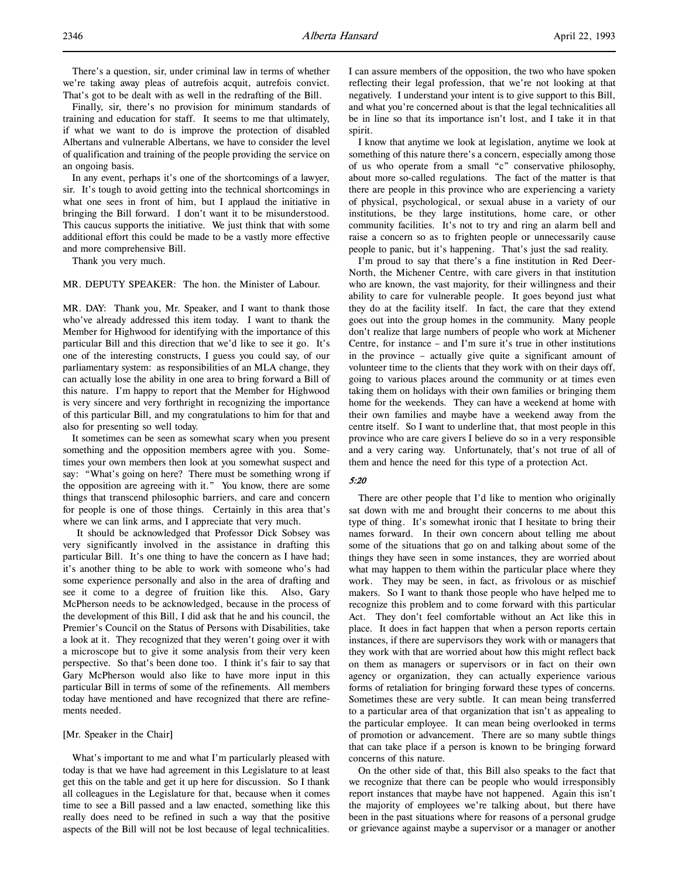There's a question, sir, under criminal law in terms of whether we're taking away pleas of autrefois acquit, autrefois convict. That's got to be dealt with as well in the redrafting of the Bill.

Finally, sir, there's no provision for minimum standards of training and education for staff. It seems to me that ultimately, if what we want to do is improve the protection of disabled Albertans and vulnerable Albertans, we have to consider the level of qualification and training of the people providing the service on an ongoing basis.

In any event, perhaps it's one of the shortcomings of a lawyer, sir. It's tough to avoid getting into the technical shortcomings in what one sees in front of him, but I applaud the initiative in bringing the Bill forward. I don't want it to be misunderstood. This caucus supports the initiative. We just think that with some additional effort this could be made to be a vastly more effective and more comprehensive Bill.

Thank you very much.

MR. DEPUTY SPEAKER: The hon. the Minister of Labour.

MR. DAY: Thank you, Mr. Speaker, and I want to thank those who've already addressed this item today. I want to thank the Member for Highwood for identifying with the importance of this particular Bill and this direction that we'd like to see it go. It's one of the interesting constructs, I guess you could say, of our parliamentary system: as responsibilities of an MLA change, they can actually lose the ability in one area to bring forward a Bill of this nature. I'm happy to report that the Member for Highwood is very sincere and very forthright in recognizing the importance of this particular Bill, and my congratulations to him for that and also for presenting so well today.

It sometimes can be seen as somewhat scary when you present something and the opposition members agree with you. Sometimes your own members then look at you somewhat suspect and say: "What's going on here? There must be something wrong if the opposition are agreeing with it." You know, there are some things that transcend philosophic barriers, and care and concern for people is one of those things. Certainly in this area that's where we can link arms, and I appreciate that very much.

It should be acknowledged that Professor Dick Sobsey was very significantly involved in the assistance in drafting this particular Bill. It's one thing to have the concern as I have had; it's another thing to be able to work with someone who's had some experience personally and also in the area of drafting and see it come to a degree of fruition like this. Also, Gary McPherson needs to be acknowledged, because in the process of the development of this Bill, I did ask that he and his council, the Premier's Council on the Status of Persons with Disabilities, take a look at it. They recognized that they weren't going over it with a microscope but to give it some analysis from their very keen perspective. So that's been done too. I think it's fair to say that Gary McPherson would also like to have more input in this particular Bill in terms of some of the refinements. All members today have mentioned and have recognized that there are refinements needed.

[Mr. Speaker in the Chair]

What's important to me and what I'm particularly pleased with today is that we have had agreement in this Legislature to at least get this on the table and get it up here for discussion. So I thank all colleagues in the Legislature for that, because when it comes time to see a Bill passed and a law enacted, something like this really does need to be refined in such a way that the positive aspects of the Bill will not be lost because of legal technicalities. I can assure members of the opposition, the two who have spoken reflecting their legal profession, that we're not looking at that negatively. I understand your intent is to give support to this Bill, and what you're concerned about is that the legal technicalities all be in line so that its importance isn't lost, and I take it in that spirit.

I know that anytime we look at legislation, anytime we look at something of this nature there's a concern, especially among those of us who operate from a small "c" conservative philosophy, about more so-called regulations. The fact of the matter is that there are people in this province who are experiencing a variety of physical, psychological, or sexual abuse in a variety of our institutions, be they large institutions, home care, or other community facilities. It's not to try and ring an alarm bell and raise a concern so as to frighten people or unnecessarily cause people to panic, but it's happening. That's just the sad reality.

I'm proud to say that there's a fine institution in Red Deer-North, the Michener Centre, with care givers in that institution who are known, the vast majority, for their willingness and their ability to care for vulnerable people. It goes beyond just what they do at the facility itself. In fact, the care that they extend goes out into the group homes in the community. Many people don't realize that large numbers of people who work at Michener Centre, for instance – and I'm sure it's true in other institutions in the province – actually give quite a significant amount of volunteer time to the clients that they work with on their days off, going to various places around the community or at times even taking them on holidays with their own families or bringing them home for the weekends. They can have a weekend at home with their own families and maybe have a weekend away from the centre itself. So I want to underline that, that most people in this province who are care givers I believe do so in a very responsible and a very caring way. Unfortunately, that's not true of all of them and hence the need for this type of a protection Act.

*5:20*

There are other people that I'd like to mention who originally sat down with me and brought their concerns to me about this type of thing. It's somewhat ironic that I hesitate to bring their names forward. In their own concern about telling me about some of the situations that go on and talking about some of the things they have seen in some instances, they are worried about what may happen to them within the particular place where they work. They may be seen, in fact, as frivolous or as mischief makers. So I want to thank those people who have helped me to recognize this problem and to come forward with this particular Act. They don't feel comfortable without an Act like this in place. It does in fact happen that when a person reports certain instances, if there are supervisors they work with or managers that they work with that are worried about how this might reflect back on them as managers or supervisors or in fact on their own agency or organization, they can actually experience various forms of retaliation for bringing forward these types of concerns. Sometimes these are very subtle. It can mean being transferred to a particular area of that organization that isn't as appealing to the particular employee. It can mean being overlooked in terms of promotion or advancement. There are so many subtle things that can take place if a person is known to be bringing forward concerns of this nature.

On the other side of that, this Bill also speaks to the fact that we recognize that there can be people who would irresponsibly report instances that maybe have not happened. Again this isn't the majority of employees we're talking about, but there have been in the past situations where for reasons of a personal grudge or grievance against maybe a supervisor or a manager or another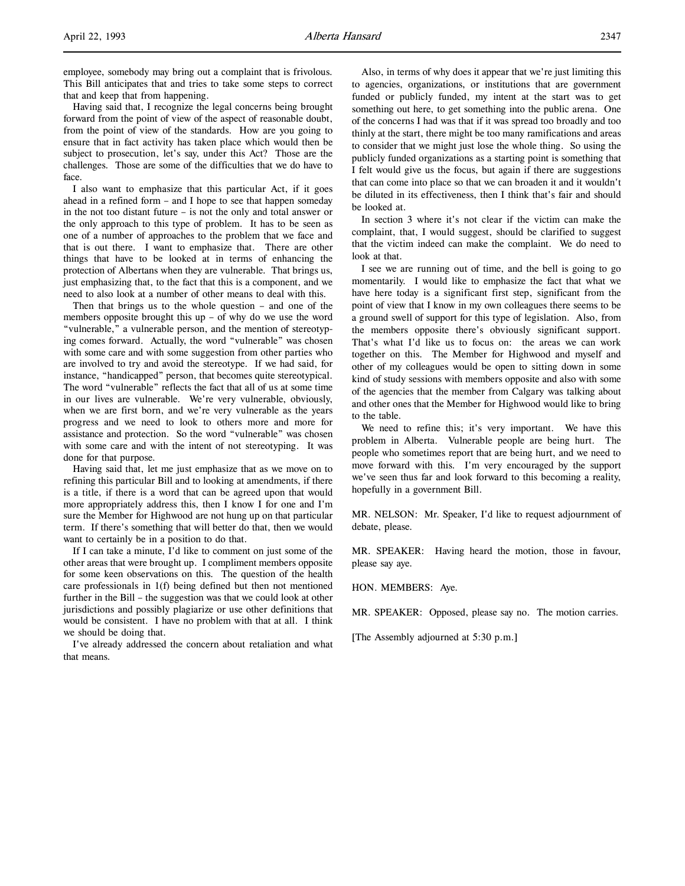employee, somebody may bring out a complaint that is frivolous. This Bill anticipates that and tries to take some steps to correct that and keep that from happening.

Having said that, I recognize the legal concerns being brought forward from the point of view of the aspect of reasonable doubt, from the point of view of the standards. How are you going to ensure that in fact activity has taken place which would then be subject to prosecution, let's say, under this Act? Those are the challenges. Those are some of the difficulties that we do have to face.

I also want to emphasize that this particular Act, if it goes ahead in a refined form – and I hope to see that happen someday in the not too distant future – is not the only and total answer or the only approach to this type of problem. It has to be seen as one of a number of approaches to the problem that we face and that is out there. I want to emphasize that. There are other things that have to be looked at in terms of enhancing the protection of Albertans when they are vulnerable. That brings us, just emphasizing that, to the fact that this is a component, and we need to also look at a number of other means to deal with this.

Then that brings us to the whole question – and one of the members opposite brought this up – of why do we use the word "vulnerable," a vulnerable person, and the mention of stereotyping comes forward. Actually, the word "vulnerable" was chosen with some care and with some suggestion from other parties who are involved to try and avoid the stereotype. If we had said, for instance, "handicapped" person, that becomes quite stereotypical. The word "vulnerable" reflects the fact that all of us at some time in our lives are vulnerable. We're very vulnerable, obviously, when we are first born, and we're very vulnerable as the years progress and we need to look to others more and more for assistance and protection. So the word "vulnerable" was chosen with some care and with the intent of not stereotyping. It was done for that purpose.

Having said that, let me just emphasize that as we move on to refining this particular Bill and to looking at amendments, if there is a title, if there is a word that can be agreed upon that would more appropriately address this, then I know I for one and I'm sure the Member for Highwood are not hung up on that particular term. If there's something that will better do that, then we would want to certainly be in a position to do that.

If I can take a minute, I'd like to comment on just some of the other areas that were brought up. I compliment members opposite for some keen observations on this. The question of the health care professionals in 1(f) being defined but then not mentioned further in the Bill – the suggestion was that we could look at other jurisdictions and possibly plagiarize or use other definitions that would be consistent. I have no problem with that at all. I think we should be doing that.

I've already addressed the concern about retaliation and what that means.

Also, in terms of why does it appear that we're just limiting this to agencies, organizations, or institutions that are government funded or publicly funded, my intent at the start was to get something out here, to get something into the public arena. One of the concerns I had was that if it was spread too broadly and too thinly at the start, there might be too many ramifications and areas to consider that we might just lose the whole thing. So using the publicly funded organizations as a starting point is something that I felt would give us the focus, but again if there are suggestions that can come into place so that we can broaden it and it wouldn't be diluted in its effectiveness, then I think that's fair and should be looked at.

In section 3 where it's not clear if the victim can make the complaint, that, I would suggest, should be clarified to suggest that the victim indeed can make the complaint. We do need to look at that.

I see we are running out of time, and the bell is going to go momentarily. I would like to emphasize the fact that what we have here today is a significant first step, significant from the point of view that I know in my own colleagues there seems to be a ground swell of support for this type of legislation. Also, from the members opposite there's obviously significant support. That's what I'd like us to focus on: the areas we can work together on this. The Member for Highwood and myself and other of my colleagues would be open to sitting down in some kind of study sessions with members opposite and also with some of the agencies that the member from Calgary was talking about and other ones that the Member for Highwood would like to bring to the table.

We need to refine this; it's very important. We have this problem in Alberta. Vulnerable people are being hurt. The people who sometimes report that are being hurt, and we need to move forward with this. I'm very encouraged by the support we've seen thus far and look forward to this becoming a reality, hopefully in a government Bill.

MR. NELSON: Mr. Speaker, I'd like to request adjournment of debate, please.

MR. SPEAKER: Having heard the motion, those in favour, please say aye.

HON. MEMBERS: Aye.

MR. SPEAKER: Opposed, please say no. The motion carries.

[The Assembly adjourned at 5:30 p.m.]